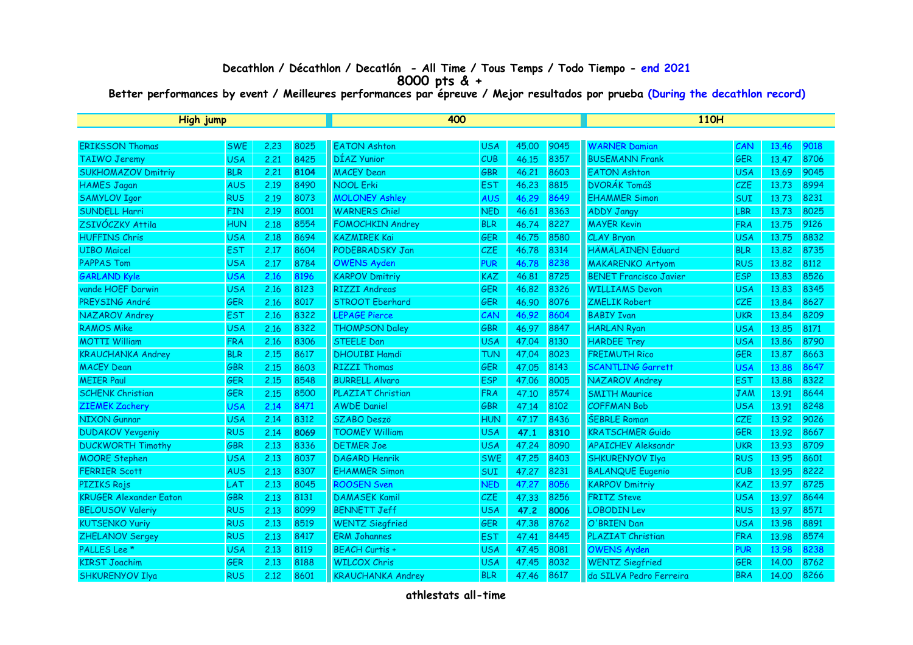# Decathlon / Décathlon / Decatlón - All Time / Tous Temps / Todo Tiempo - end 2021

## 8000 pts & +

**Better performances by event / Meilleures performances par épreuve / Mejor resultados por prueba (During the decathlon record)**

| High jump | | | | 400 | | | | 110H | | | |
|---|---|---|---|---|---|---|---|---|---|---|---|
| ERIKSSON Thomas | SWE | 2.23 | 8025 | EATON Ashton | USA | 45.00 | 9045 | WARNER Damian | CAN | 13.46 | 9018 |
| TAIWO Jeremy | USA | 2.21 | 8425 | DÍAZ Yunior | CUB | 46.15 | 8357 | BUSEMANN Frank | GER | 13.47 | 8706 |
| SUKHOMAZOV Dmitriy | BLR | 2.21 | **8104** | MACEY Dean | GBR | 46.21 | 8603 | EATON Ashton | USA | 13.69 | 9045 |
| HAMES Jagan | AUS | 2.19 | 8490 | NOOL Erki | EST | 46.23 | 8815 | DVORÁK Tomáš | CZE | 13.73 | 8994 |
| SAMYLOV Igor | RUS | 2.19 | 8073 | MOLONEY Ashley | AUS | 46.29 | 8649 | EHAMMER Simon | SUI | 13.73 | 8231 |
| SUNDELL Harri | FIN | 2.19 | 8001 | WARNERS Chiel | NED | 46.61 | 8363 | ADDY Jangy | LBR | 13.73 | 8025 |
| ZSIVÓCZKY Attila | HUN | 2.18 | 8554 | FOMOCHKIN Andrey | BLR | 46.74 | 8227 | MAYER Kevin | FRA | 13.75 | 9126 |
| HUFFINS Chris | USA | 2.18 | 8694 | KAZMIREK Kai | GER | 46.75 | 8580 | CLAY Bryan | USA | 13.75 | 8832 |
| UIBO Maicel | EST | 2.17 | 8604 | PODEBRADSKY Jan | CZE | 46.78 | 8314 | HÄMÄLÄINEN Eduard | BLR | 13.82 | 8735 |
| PAPPAS Tom | USA | 2.17 | 8784 | OWENS Ayden | PUR | 46.78 | 8238 | MAKARENKO Artyom | RUS | 13.82 | 8112 |
| GARLAND Kyle | USA | 2.16 | 8196 | KARPOV Dmitriy | KAZ | 46.81 | 8725 | BENET Francisco Javier | ESP | 13.83 | 8526 |
| vande HOEF Darwin | USA | 2.16 | 8123 | RIZZI Andreas | GER | 46.82 | 8326 | WILLIAMS Devon | USA | 13.83 | 8345 |
| PREYSING André | GER | 2.16 | 8017 | STROOT Eberhard | GER | 46.90 | 8076 | ZMELIK Robert | CZE | 13.84 | 8627 |
| NAZAROV Andrey | EST | 2.16 | 8322 | LEPAGE Pierce | CAN | 46.92 | 8604 | BABIY Ivan | UKR | 13.84 | 8209 |
| RAMOS Mike | USA | 2.16 | 8322 | THOMPSON Daley | GBR | 46.97 | 8847 | HARLAN Ryan | USA | 13.85 | 8171 |
| MOTTI William | FRA | 2.16 | 8306 | STEELE Dan | USA | 47.04 | 8130 | HARDEE Trey | USA | 13.86 | 8790 |
| KRAUCHANKA Andrey | BLR | 2.15 | 8617 | DHOUIBI Hamdi | TUN | 47.04 | 8023 | FREIMUTH Rico | GER | 13.87 | 8663 |
| MACEY Dean | GBR | 2.15 | 8603 | RIZZI Thomas | GER | 47.05 | 8143 | SCANTLING Garrett | USA | 13.88 | 8647 |
| MEIER Paul | GER | 2.15 | 8548 | BURRELL Alvaro | ESP | 47.06 | 8005 | NAZAROV Andrey | EST | 13.88 | 8322 |
| SCHENK Christian | GER | 2.15 | 8500 | PLAZIAT Christian | FRA | 47.10 | 8574 | SMITH Maurice | JAM | 13.91 | 8644 |
| ZIEMEK Zachery | USA | 2.14 | 8471 | AWDE Daniel | GBR | 47.14 | 8102 | COFFMAN Bob | USA | 13.91 | 8248 |
| NIXON Gunnar | USA | 2.14 | 8312 | SZABO Deszö | HUN | 47.17 | 8436 | ŠEBRLE Roman | CZE | 13.92 | 9026 |
| DUDAKOV Yevgeniy | RUS | 2.14 | **8069** | TOOMEY William | USA | **47.1** | **8310** | KRATSCHMER Guido | GER | 13.92 | 8667 |
| DUCKWORTH Timothy | GBR | 2.13 | 8336 | DETMER Joe | USA | 47.24 | 8090 | APAICHEV Aleksandr | UKR | 13.93 | 8709 |
| MOORE Stephen | USA | 2.13 | 8037 | DAGARD Henrik | SWE | 47.25 | 8403 | SHKURENYOV Ilya | RUS | 13.95 | 8601 |
| FERRIER Scott | AUS | 2.13 | 8307 | EHAMMER Simon | SUI | 47.27 | 8231 | BALANQUE Eugenio | CUB | 13.95 | 8222 |
| PIZIKS Rojs | LAT | 2.13 | 8045 | ROOSEN Sven | NED | 47.27 | 8056 | KARPOV Dmitriy | KAZ | 13.97 | 8725 |
| KRUGER Alexander Eaton | GBR | 2.13 | 8131 | DAMASEK Kamil | CZE | 47.33 | 8256 | FRITZ Steve | USA | 13.97 | 8644 |
| BELOUSOV Valeriy | RUS | 2.13 | 8099 | BENNETT Jeff | USA | **47.2** | **8006** | LOBODIN Lev | RUS | 13.97 | 8571 |
| KUTSENKO Yuriy | RUS | 2.13 | 8519 | WENTZ Siegfried | GER | 47.38 | 8762 | O'BRIEN Dan | USA | 13.98 | 8891 |
| ZHELANOV Sergey | RUS | 2.13 | 8417 | ERM Johannes | EST | 47.41 | 8445 | PLAZIAT Christian | FRA | 13.98 | 8574 |
| PALLES Lee * | USA | 2.13 | 8119 | BEACH Curtis + | USA | 47.45 | 8081 | OWENS Ayden | PUR | 13.98 | 8238 |
| KIRST Joachim | GER | 2.13 | 8188 | WILCOX Chris | USA | 47.45 | 8032 | WENTZ Siegfried | GER | 14.00 | 8762 |
| SHKURENYOV Ilya | RUS | 2.12 | 8601 | KRAUCHANKA Andrey | BLR | 47.46 | 8617 | da SILVA Pedro Ferreira | BRA | 14.00 | 8266 |

athlestats all-time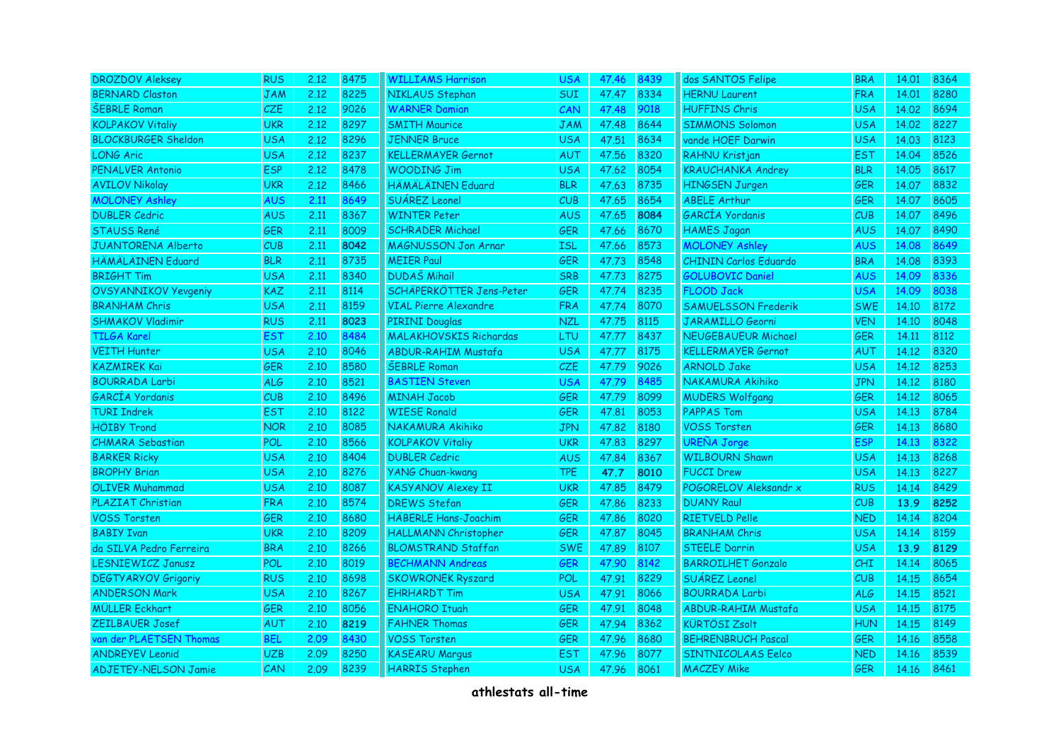| | | | | | | | | | | | |
|---|---|---|---|---|---|---|---|---|---|---|---|
| DROZDOV Aleksey | RUS | 2.12 | 8475 | WILLIAMS Harrison | USA | 47.46 | 8439 | dos SANTOS Felipe | BRA | 14.01 | 8364 |
| BERNARD Claston | JAM | 2.12 | 8225 | NIKLAUS Stephan | SUI | 47.47 | 8334 | HERNU Laurent | FRA | 14.01 | 8280 |
| ŠEBRLE Roman | CZE | 2.12 | 9026 | WARNER Damian | CAN | 47.48 | 9018 | HUFFINS Chris | USA | 14.02 | 8694 |
| KOLPAKOV Vitaliy | UKR | 2.12 | 8297 | SMITH Maurice | JAM | 47.48 | 8644 | SIMMONS Solomon | USA | 14.02 | 8227 |
| BLOCKBURGER Sheldon | USA | 2.12 | 8296 | JENNER Bruce | USA | 47.51 | 8634 | vande HOEF Darwin | USA | 14.03 | 8123 |
| LONG Aric | USA | 2.12 | 8237 | KELLERMAYER Gernot | AUT | 47.56 | 8320 | RAHNU Kristjan | EST | 14.04 | 8526 |
| PENALVER Antonio | ESP | 2.12 | 8478 | WOODING Jim | USA | 47.62 | 8054 | KRAUCHANKA Andrey | BLR | 14.05 | 8617 |
| AVILOV Nikolay | UKR | 2.12 | 8466 | HÄMÄLÄINEN Eduard | BLR | 47.63 | 8735 | HINGSEN Jurgen | GER | 14.07 | 8832 |
| MOLONEY Ashley | AUS | 2.11 | 8649 | SUÁREZ Leonel | CUB | 47.65 | 8654 | ABELE Arthur | GER | 14.07 | 8605 |
| DUBLER Cedric | AUS | 2.11 | 8367 | WINTER Peter | AUS | 47.65 | **8084** | GARCÍA Yordanis | CUB | 14.07 | 8496 |
| STAUSS René | GER | 2.11 | 8009 | SCHRADER Michael | GER | 47.66 | 8670 | HAMES Jagan | AUS | 14.07 | 8490 |
| JUANTORENA Alberto | CUB | 2.11 | **8042** | MAGNUSSON Jon Arnar | ISL | 47.66 | 8573 | MOLONEY Ashley | AUS | 14.08 | 8649 |
| HÄMÄLÄINEN Eduard | BLR | 2.11 | 8735 | MEIER Paul | GER | 47.73 | 8548 | CHININ Carlos Eduardo | BRA | 14.08 | 8393 |
| BRIGHT Tim | USA | 2.11 | 8340 | DUDAŠ Mihail | SRB | 47.73 | 8275 | GOLUBOVIC Daniel | AUS | 14.09 | 8336 |
| OVSYANNIKOV Yevgeniy | KAZ | 2.11 | 8114 | SCHÄPERKÖTTER Jens-Peter | GER | 47.74 | 8235 | FLOOD Jack | USA | 14.09 | 8038 |
| BRANHAM Chris | USA | 2.11 | 8159 | VIAL Pierre Alexandre | FRA | 47.74 | 8070 | SAMUELSSON Frederik | SWE | 14.10 | 8172 |
| SHMAKOV Vladimir | RUS | 2.11 | **8023** | PIRINI Douglas | NZL | 47.75 | 8115 | JARAMILLO Georni | VEN | 14.10 | 8048 |
| TILGA Karel | EST | 2.10 | 8484 | MALAKHOVSKIS Richardas | LTU | 47.77 | 8437 | NEUGEBAUEUR Michael | GER | 14.11 | 8112 |
| VEITH Hunter | USA | 2.10 | 8046 | ABDUR-RAHIM Mustafa | USA | 47.77 | 8175 | KELLERMAYER Gernot | AUT | 14.12 | 8320 |
| KAZMIREK Kai | GER | 2.10 | 8580 | ŠEBRLE Roman | CZE | 47.79 | 9026 | ARNOLD Jake | USA | 14.12 | 8253 |
| BOURRADA Larbi | ALG | 2.10 | 8521 | BASTIEN Steven | USA | 47.79 | 8485 | NAKAMURA Akihiko | JPN | 14.12 | 8180 |
| GARCÍA Yordanis | CUB | 2.10 | 8496 | MINAH Jacob | GER | 47.79 | 8099 | MUDERS Wolfgang | GER | 14.12 | 8065 |
| TURI Indrek | EST | 2.10 | 8122 | WIESE Ronald | GER | 47.81 | 8053 | PAPPAS Tom | USA | 14.13 | 8784 |
| HÖIBY Trond | NOR | 2.10 | 8085 | NAKAMURA Akihiko | JPN | 47.82 | 8180 | VOSS Torsten | GER | 14.13 | 8680 |
| CHMARA Sebastian | POL | 2.10 | 8566 | KOLPAKOV Vitaliy | UKR | 47.83 | 8297 | UREÑA Jorge | ESP | 14.13 | 8322 |
| BARKER Ricky | USA | 2.10 | 8404 | DUBLER Cedric | AUS | 47.84 | 8367 | WILBOURN Shawn | USA | 14.13 | 8268 |
| BROPHY Brian | USA | 2.10 | 8276 | YANG Chuan-kwang | TPE | **47.7** | **8010** | FUCCI Drew | USA | 14.13 | 8227 |
| OLIVER Muhammad | USA | 2.10 | 8087 | KASYANOV Alexey II | UKR | 47.85 | 8479 | POGORELOV Aleksandr x | RUS | 14.14 | 8429 |
| PLAZIAT Christian | FRA | 2.10 | 8574 | DREWS Stefan | GER | 47.86 | 8233 | DUANY Raul | CUB | **13.9** | **8252** |
| VOSS Torsten | GER | 2.10 | 8680 | HÄBERLE Hans-Joachim | GER | 47.86 | 8020 | RIETVELD Pelle | NED | 14.14 | 8204 |
| BABIY Ivan | UKR | 2.10 | 8209 | HALLMANN Christopher | GER | 47.87 | 8045 | BRANHAM Chris | USA | 14.14 | 8159 |
| da SILVA Pedro Ferreira | BRA | 2.10 | 8266 | BLOMSTRAND Staffan | SWE | 47.89 | 8107 | STEELE Darrin | USA | **13.9** | **8129** |
| LESNIEWICZ Janusz | POL | 2.10 | 8019 | BECHMANN Andreas | GER | 47.90 | 8142 | BARROILHET Gonzalo | CHI | 14.14 | 8065 |
| DEGTYARYOV Grigoriy | RUS | 2.10 | 8698 | SKOWRONEK Ryszard | POL | 47.91 | 8229 | SUÁREZ Leonel | CUB | 14.15 | 8654 |
| ANDERSON Mark | USA | 2.10 | 8267 | EHRHARDT Tim | USA | 47.91 | 8066 | BOURRADA Larbi | ALG | 14.15 | 8521 |
| MÜLLER Eckhart | GER | 2.10 | 8056 | ENAHORO Ituah | GER | 47.91 | 8048 | ABDUR-RAHIM Mustafa | USA | 14.15 | 8175 |
| ZEILBAUER Josef | AUT | 2.10 | **8219** | FAHNER Thomas | GER | 47.94 | 8362 | KÜRTÖSI Zsolt | HUN | 14.15 | 8149 |
| van der PLAETSEN Thomas | BEL | 2.09 | 8430 | VOSS Torsten | GER | 47.96 | 8680 | BEHRENBRUCH Pascal | GER | 14.16 | 8558 |
| ANDREYEV Leonid | UZB | 2.09 | 8250 | KASEARU Margus | EST | 47.96 | 8077 | SINTNICOLAAS Eelco | NED | 14.16 | 8539 |
| ADJETEY-NELSON Jamie | CAN | 2.09 | 8239 | HARRIS Stephen | USA | 47.96 | 8061 | MACZEY Mike | GER | 14.16 | 8461 |

**athlestats all-time**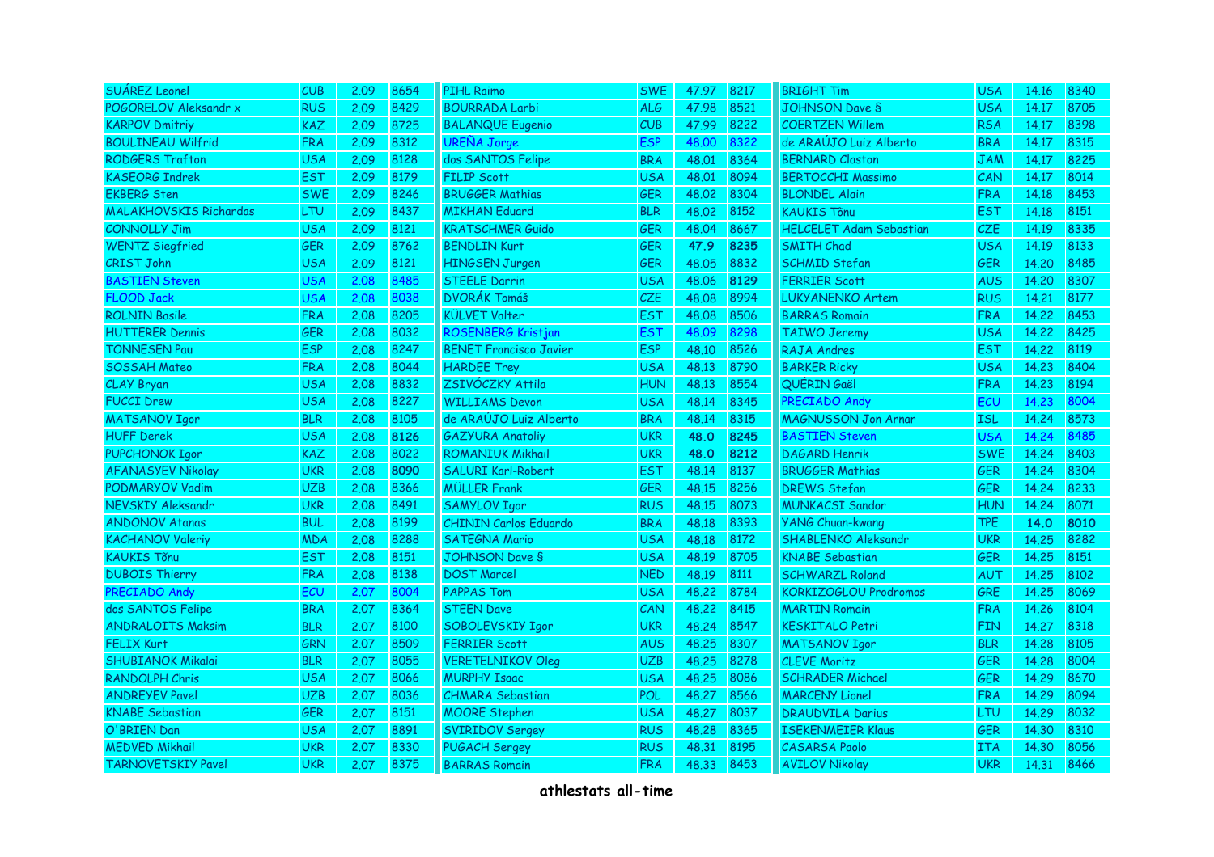| | | | | | | | | | | | |
|---|---|---|---|---|---|---|---|---|---|---|---|
| SUÁREZ Leonel | CUB | 2.09 | 8654 | PIHL Raimo | SWE | 47.97 | 8217 | BRIGHT Tim | USA | 14.16 | 8340 |
| POGORELOV Aleksandr x | RUS | 2.09 | 8429 | BOURRADA Larbi | ALG | 47.98 | 8521 | JOHNSON Dave § | USA | 14.17 | 8705 |
| KARPOV Dmitriy | KAZ | 2.09 | 8725 | BALANQUE Eugenio | CUB | 47.99 | 8222 | COERTZEN Willem | RSA | 14.17 | 8398 |
| BOULINEAU Wilfrid | FRA | 2.09 | 8312 | UREÑA Jorge | ESP | 48.00 | 8322 | de ARAÚJO Luiz Alberto | BRA | 14.17 | 8315 |
| RODGERS Trafton | USA | 2.09 | 8128 | dos SANTOS Felipe | BRA | 48.01 | 8364 | BERNARD Claston | JAM | 14.17 | 8225 |
| KASEORG Indrek | EST | 2.09 | 8179 | FILIP Scott | USA | 48.01 | 8094 | BERTOCCHI Massimo | CAN | 14.17 | 8014 |
| EKBERG Sten | SWE | 2.09 | 8246 | BRUGGER Mathias | GER | 48.02 | 8304 | BLONDEL Alain | FRA | 14.18 | 8453 |
| MALAKHOVSKIS Richardas | LTU | 2.09 | 8437 | MIKHAN Eduard | BLR | 48.02 | 8152 | KAUKIS Tõnu | EST | 14.18 | 8151 |
| CONNOLLY Jim | USA | 2.09 | 8121 | KRATSCHMER Guido | GER | 48.04 | 8667 | HELCELET Adam Sebastian | CZE | 14.19 | 8335 |
| WENTZ Siegfried | GER | 2.09 | 8762 | BENDLIN Kurt | GER | **47.9** | **8235** | SMITH Chad | USA | 14.19 | 8133 |
| CRIST John | USA | 2.09 | 8121 | HINGSEN Jurgen | GER | 48.05 | 8832 | SCHMID Stefan | GER | 14.20 | 8485 |
| BASTIEN Steven | USA | 2.08 | 8485 | STEELE Darrin | USA | 48.06 | **8129** | FERRIER Scott | AUS | 14.20 | 8307 |
| FLOOD Jack | USA | 2.08 | 8038 | DVORÁK Tomáš | CZE | 48.08 | 8994 | LUKYANENKO Artem | RUS | 14.21 | 8177 |
| ROLNIN Basile | FRA | 2.08 | 8205 | KÜLVET Valter | EST | 48.08 | 8506 | BARRAS Romain | FRA | 14.22 | 8453 |
| HUTTERER Dennis | GER | 2.08 | 8032 | ROSENBERG Kristjan | EST | 48.09 | 8298 | TAIWO Jeremy | USA | 14.22 | 8425 |
| TONNESEN Pau | ESP | 2.08 | 8247 | BENET Francisco Javier | ESP | 48.10 | 8526 | RAJA Andres | EST | 14.22 | 8119 |
| SOSSAH Mateo | FRA | 2.08 | 8044 | HARDEE Trey | USA | 48.13 | 8790 | BARKER Ricky | USA | 14.23 | 8404 |
| CLAY Bryan | USA | 2.08 | 8832 | ZSIVÓCZKY Attila | HUN | 48.13 | 8554 | QUÉRIN Gaël | FRA | 14.23 | 8194 |
| FUCCI Drew | USA | 2.08 | 8227 | WILLIAMS Devon | USA | 48.14 | 8345 | PRECIADO Andy | ECU | 14.23 | 8004 |
| MATSANOV Igor | BLR | 2.08 | 8105 | de ARAÚJO Luiz Alberto | BRA | 48.14 | 8315 | MAGNUSSON Jon Arnar | ISL | 14.24 | 8573 |
| HUFF Derek | USA | 2.08 | **8126** | GAZYURA Anatoliy | UKR | **48.0** | **8245** | BASTIEN Steven | USA | 14.24 | 8485 |
| PUPCHONOK Igor | KAZ | 2.08 | 8022 | ROMANIUK Mikhail | UKR | **48.0** | **8212** | DAGARD Henrik | SWE | 14.24 | 8403 |
| AFANASYEV Nikolay | UKR | 2.08 | **8090** | SALURI Karl-Robert | EST | 48.14 | 8137 | BRUGGER Mathias | GER | 14.24 | 8304 |
| PODMARYOV Vadim | UZB | 2.08 | 8366 | MÜLLER Frank | GER | 48.15 | 8256 | DREWS Stefan | GER | 14.24 | 8233 |
| NEVSKIY Aleksandr | UKR | 2.08 | 8491 | SAMYLOV Igor | RUS | 48.15 | 8073 | MUNKACSI Sandor | HUN | 14.24 | 8071 |
| ANDONOV Atanas | BUL | 2.08 | 8199 | CHININ Carlos Eduardo | BRA | 48.18 | 8393 | YANG Chuan-kwang | TPE | **14.0** | **8010** |
| KACHANOV Valeriy | MDA | 2.08 | 8288 | SATEGNA Mario | USA | 48.18 | 8172 | SHABLENKO Aleksandr | UKR | 14.25 | 8282 |
| KAUKIS Tõnu | EST | 2.08 | 8151 | JOHNSON Dave § | USA | 48.19 | 8705 | KNABE Sebastian | GER | 14.25 | 8151 |
| DUBOIS Thierry | FRA | 2.08 | 8138 | DOST Marcel | NED | 48.19 | 8111 | SCHWARZL Roland | AUT | 14.25 | 8102 |
| PRECIADO Andy | ECU | 2.07 | 8004 | PAPPAS Tom | USA | 48.22 | 8784 | KORKIZOGLOU Prodromos | GRE | 14.25 | 8069 |
| dos SANTOS Felipe | BRA | 2.07 | 8364 | STEEN Dave | CAN | 48.22 | 8415 | MARTIN Romain | FRA | 14.26 | 8104 |
| ANDRALOITS Maksim | BLR | 2.07 | 8100 | SOBOLEVSKIY Igor | UKR | 48.24 | 8547 | KESKITALO Petri | FIN | 14.27 | 8318 |
| FELIX Kurt | GRN | 2.07 | 8509 | FERRIER Scott | AUS | 48.25 | 8307 | MATSANOV Igor | BLR | 14.28 | 8105 |
| SHUBIANOK Mikalai | BLR | 2.07 | 8055 | VERETELNIKOV Oleg | UZB | 48.25 | 8278 | CLEVE Moritz | GER | 14.28 | 8004 |
| RANDOLPH Chris | USA | 2.07 | 8066 | MURPHY Isaac | USA | 48.25 | 8086 | SCHRADER Michael | GER | 14.29 | 8670 |
| ANDREYEV Pavel | UZB | 2.07 | 8036 | CHMARA Sebastian | POL | 48.27 | 8566 | MARCENY Lionel | FRA | 14.29 | 8094 |
| KNABE Sebastian | GER | 2.07 | 8151 | MOORE Stephen | USA | 48.27 | 8037 | DRAUDVILA Darius | LTU | 14.29 | 8032 |
| O'BRIEN Dan | USA | 2.07 | 8891 | SVIRIDOV Sergey | RUS | 48.28 | 8365 | ISEKENMEIER Klaus | GER | 14.30 | 8310 |
| MEDVED Mikhail | UKR | 2.07 | 8330 | PUGACH Sergey | RUS | 48.31 | 8195 | CASARSA Paolo | ITA | 14.30 | 8056 |
| TARNOVETSKIY Pavel | UKR | 2.07 | 8375 | BARRAS Romain | FRA | 48.33 | 8453 | AVILOV Nikolay | UKR | 14.31 | 8466 |

**athlestats all-time**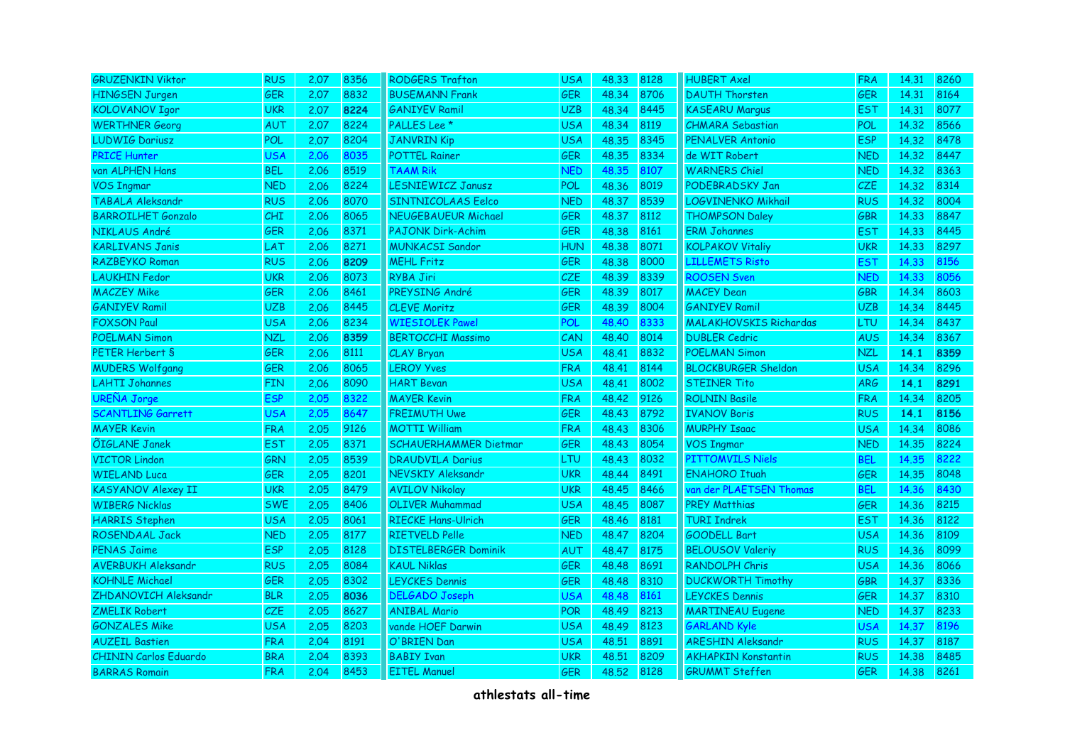| | | | | | | | | | | | |
|---|---|---|---|---|---|---|---|---|---|---|---|
| GRUZENKIN Viktor | RUS | 2.07 | 8356 | RODGERS Trafton | USA | 48.33 | 8128 | HUBERT Axel | FRA | 14.31 | 8260 |
| HINGSEN Jurgen | GER | 2.07 | 8832 | BUSEMANN Frank | GER | 48.34 | 8706 | DAUTH Thorsten | GER | 14.31 | 8164 |
| KOLOVANOV Igor | UKR | 2.07 | **8224** | GANIYEV Ramil | UZB | 48.34 | 8445 | KASEARU Margus | EST | 14.31 | 8077 |
| WERTHNER Georg | AUT | 2.07 | 8224 | PALLES Lee * | USA | 48.34 | 8119 | CHMARA Sebastian | POL | 14.32 | 8566 |
| LUDWIG Dariusz | POL | 2.07 | 8204 | JANVRIN Kip | USA | 48.35 | 8345 | PENALVER Antonio | ESP | 14.32 | 8478 |
| PRICE Hunter | USA | 2.06 | 8035 | POTTEL Rainer | GER | 48.35 | 8334 | de WIT Robert | NED | 14.32 | 8447 |
| van ALPHEN Hans | BEL | 2.06 | 8519 | TAAM Rik | NED | 48.35 | 8107 | WARNERS Chiel | NED | 14.32 | 8363 |
| VOS Ingmar | NED | 2.06 | 8224 | LESNIEWICZ Janusz | POL | 48.36 | 8019 | PODEBRADSKY Jan | CZE | 14.32 | 8314 |
| TABALA Aleksandr | RUS | 2.06 | 8070 | SINTNICOLAAS Eelco | NED | 48.37 | 8539 | LOGVINENKO Mikhail | RUS | 14.32 | 8004 |
| BARROILHET Gonzalo | CHI | 2.06 | 8065 | NEUGEBAUEUR Michael | GER | 48.37 | 8112 | THOMPSON Daley | GBR | 14.33 | 8847 |
| NIKLAUS André | GER | 2.06 | 8371 | PAJONK Dirk-Achim | GER | 48.38 | 8161 | ERM Johannes | EST | 14.33 | 8445 |
| KARLIVANS Janis | LAT | 2.06 | 8271 | MUNKACSI Sandor | HUN | 48.38 | 8071 | KOLPAKOV Vitaliy | UKR | 14.33 | 8297 |
| RAZBEYKO Roman | RUS | 2.06 | **8209** | MEHL Fritz | GER | 48.38 | 8000 | LILLEMETS Risto | EST | 14.33 | 8156 |
| LAUKHIN Fedor | UKR | 2.06 | 8073 | RYBA Jiri | CZE | 48.39 | 8339 | ROOSEN Sven | NED | 14.33 | 8056 |
| MACZEY Mike | GER | 2.06 | 8461 | PREYSING André | GER | 48.39 | 8017 | MACEY Dean | GBR | 14.34 | 8603 |
| GANIYEV Ramil | UZB | 2.06 | 8445 | CLEVE Moritz | GER | 48.39 | 8004 | GANIYEV Ramil | UZB | 14.34 | 8445 |
| FOXSON Paul | USA | 2.06 | 8234 | WIESIOLEK Pawel | POL | 48.40 | 8333 | MALAKHOVSKIS Richardas | LTU | 14.34 | 8437 |
| POELMAN Simon | NZL | 2.06 | **8359** | BERTOCCHI Massimo | CAN | 48.40 | 8014 | DUBLER Cedric | AUS | 14.34 | 8367 |
| PETER Herbert § | GER | 2.06 | 8111 | CLAY Bryan | USA | 48.41 | 8832 | POELMAN Simon | NZL | **14.1** | **8359** |
| MUDERS Wolfgang | GER | 2.06 | 8065 | LEROY Yves | FRA | 48.41 | 8144 | BLOCKBURGER Sheldon | USA | 14.34 | 8296 |
| LAHTI Johannes | FIN | 2.06 | 8090 | HART Bevan | USA | 48.41 | 8002 | STEINER Tito | ARG | **14.1** | **8291** |
| UREÑA Jorge | ESP | 2.05 | 8322 | MAYER Kevin | FRA | 48.42 | 9126 | ROLNIN Basile | FRA | 14.34 | 8205 |
| SCANTLING Garrett | USA | 2.05 | 8647 | FREIMUTH Uwe | GER | 48.43 | 8792 | IVANOV Boris | RUS | **14.1** | **8156** |
| MAYER Kevin | FRA | 2.05 | 9126 | MOTTI William | FRA | 48.43 | 8306 | MURPHY Isaac | USA | 14.34 | 8086 |
| ÕIGLANE Janek | EST | 2.05 | 8371 | SCHAUERHAMMER Dietmar | GER | 48.43 | 8054 | VOS Ingmar | NED | 14.35 | 8224 |
| VICTOR Lindon | GRN | 2.05 | 8539 | DRAUDVILA Darius | LTU | 48.43 | 8032 | PITTOMVILS Niels | BEL | 14.35 | 8222 |
| WIELAND Luca | GER | 2.05 | 8201 | NEVSKIY Aleksandr | UKR | 48.44 | 8491 | ENAHORO Ituah | GER | 14.35 | 8048 |
| KASYANOV Alexey II | UKR | 2.05 | 8479 | AVILOV Nikolay | UKR | 48.45 | 8466 | van der PLAETSEN Thomas | BEL | 14.36 | 8430 |
| WIBERG Nicklas | SWE | 2.05 | 8406 | OLIVER Muhammad | USA | 48.45 | 8087 | PREY Matthias | GER | 14.36 | 8215 |
| HARRIS Stephen | USA | 2.05 | 8061 | RIECKE Hans-Ulrich | GER | 48.46 | 8181 | TURI Indrek | EST | 14.36 | 8122 |
| ROSENDAAL Jack | NED | 2.05 | 8177 | RIETVELD Pelle | NED | 48.47 | 8204 | GOODELL Bart | USA | 14.36 | 8109 |
| PENAS Jaime | ESP | 2.05 | 8128 | DISTELBERGER Dominik | AUT | 48.47 | 8175 | BELOUSOV Valeriy | RUS | 14.36 | 8099 |
| AVERBUKH Aleksandr | RUS | 2.05 | 8084 | KAUL Niklas | GER | 48.48 | 8691 | RANDOLPH Chris | USA | 14.36 | 8066 |
| KOHNLE Michael | GER | 2.05 | 8302 | LEYCKES Dennis | GER | 48.48 | 8310 | DUCKWORTH Timothy | GBR | 14.37 | 8336 |
| ZHDANOVICH Aleksandr | BLR | 2.05 | **8036** | DELGADO Joseph | USA | 48.48 | 8161 | LEYCKES Dennis | GER | 14.37 | 8310 |
| ZMELIK Robert | CZE | 2.05 | 8627 | ANIBAL Mario | POR | 48.49 | 8213 | MARTINEAU Eugene | NED | 14.37 | 8233 |
| GONZALES Mike | USA | 2.05 | 8203 | vande HOEF Darwin | USA | 48.49 | 8123 | GARLAND Kyle | USA | 14.37 | 8196 |
| AUZEIL Bastien | FRA | 2.04 | 8191 | O'BRIEN Dan | USA | 48.51 | 8891 | ARESHIN Aleksandr | RUS | 14.37 | 8187 |
| CHININ Carlos Eduardo | BRA | 2.04 | 8393 | BABIY Ivan | UKR | 48.51 | 8209 | AKHAPKIN Konstantin | RUS | 14.38 | 8485 |
| BARRAS Romain | FRA | 2.04 | 8453 | EITEL Manuel | GER | 48.52 | 8128 | GRUMMT Steffen | GER | 14.38 | 8261 |

**athlestats all-time**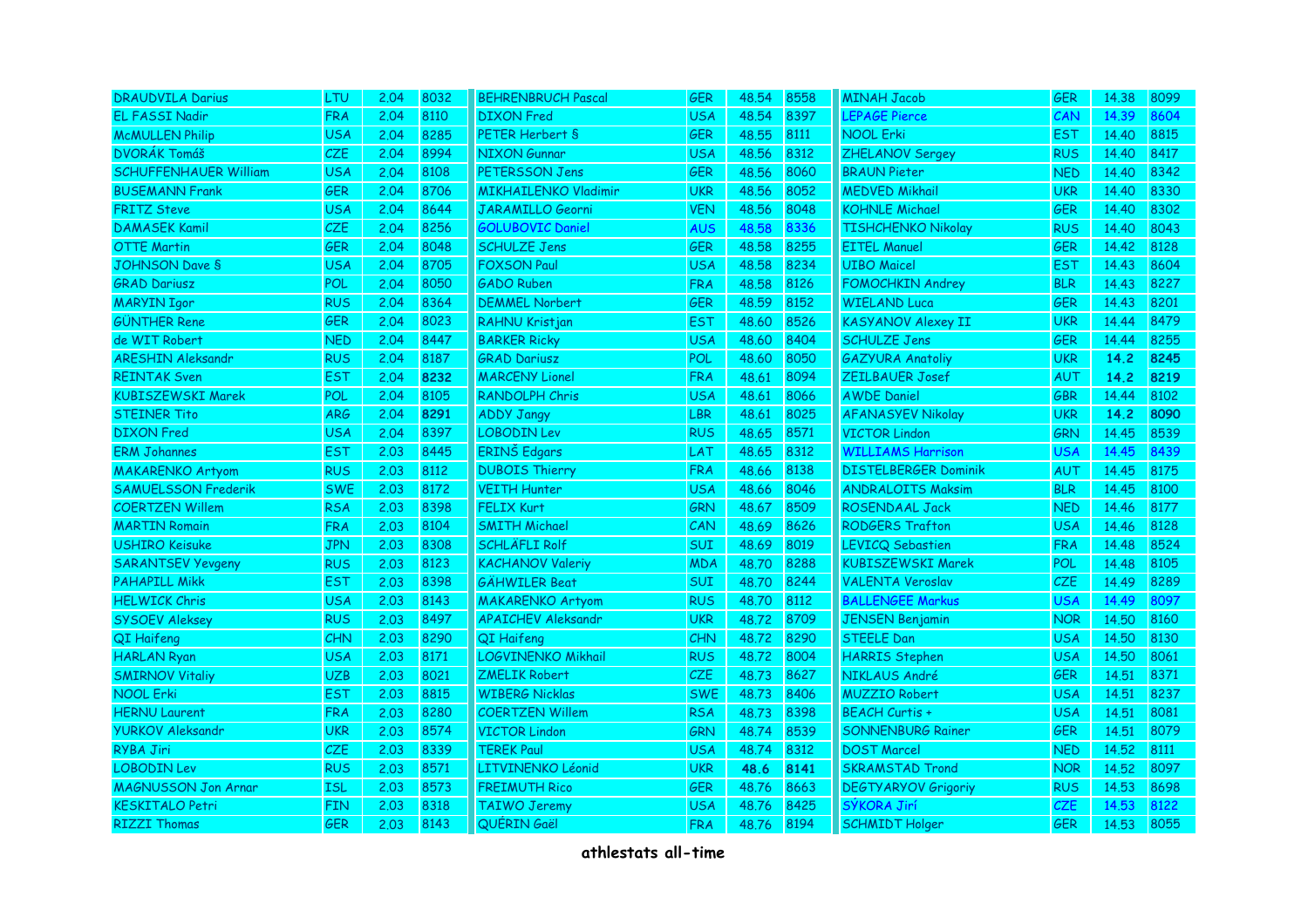| | | | | | | | | | | | |
|---|---|---|---|---|---|---|---|---|---|---|---|
| DRAUDVILA Darius | LTU | 2.04 | 8032 | BEHRENBRUCH Pascal | GER | 48.54 | 8558 | MINAH Jacob | GER | 14.38 | 8099 |
| EL FASSI Nadir | FRA | 2.04 | 8110 | DIXON Fred | USA | 48.54 | 8397 | LEPAGE Pierce | CAN | 14.39 | 8604 |
| McMULLEN Philip | USA | 2.04 | 8285 | PETER Herbert § | GER | 48.55 | 8111 | NOOL Erki | EST | 14.40 | 8815 |
| DVORÁK Tomáš | CZE | 2.04 | 8994 | NIXON Gunnar | USA | 48.56 | 8312 | ZHELANOV Sergey | RUS | 14.40 | 8417 |
| SCHUFFENHAUER William | USA | 2.04 | 8108 | PETERSSON Jens | GER | 48.56 | 8060 | BRAUN Pieter | NED | 14.40 | 8342 |
| BUSEMANN Frank | GER | 2.04 | 8706 | MIKHAILENKO Vladimir | UKR | 48.56 | 8052 | MEDVED Mikhail | UKR | 14.40 | 8330 |
| FRITZ Steve | USA | 2.04 | 8644 | JARAMILLO Georni | VEN | 48.56 | 8048 | KOHNLE Michael | GER | 14.40 | 8302 |
| DAMASEK Kamil | CZE | 2.04 | 8256 | GOLUBOVIC Daniel | AUS | 48.58 | 8336 | TISHCHENKO Nikolay | RUS | 14.40 | 8043 |
| OTTE Martin | GER | 2.04 | 8048 | SCHULZE Jens | GER | 48.58 | 8255 | EITEL Manuel | GER | 14.42 | 8128 |
| JOHNSON Dave § | USA | 2.04 | 8705 | FOXSON Paul | USA | 48.58 | 8234 | UIBO Maicel | EST | 14.43 | 8604 |
| GRAD Dariusz | POL | 2.04 | 8050 | GADO Ruben | FRA | 48.58 | 8126 | FOMOCHKIN Andrey | BLR | 14.43 | 8227 |
| MARYIN Igor | RUS | 2.04 | 8364 | DEMMEL Norbert | GER | 48.59 | 8152 | WIELAND Luca | GER | 14.43 | 8201 |
| GÜNTHER Rene | GER | 2.04 | 8023 | RAHNU Kristjan | EST | 48.60 | 8526 | KASYANOV Alexey II | UKR | 14.44 | 8479 |
| de WIT Robert | NED | 2.04 | 8447 | BARKER Ricky | USA | 48.60 | 8404 | SCHULZE Jens | GER | 14.44 | 8255 |
| ARESHIN Aleksandr | RUS | 2.04 | 8187 | GRAD Dariusz | POL | 48.60 | 8050 | GAZYURA Anatoliy | UKR | **14.2** | **8245** |
| REINTAK Sven | EST | 2.04 | **8232** | MARCENY Lionel | FRA | 48.61 | 8094 | ZEILBAUER Josef | AUT | **14.2** | **8219** |
| KUBISZEWSKI Marek | POL | 2.04 | 8105 | RANDOLPH Chris | USA | 48.61 | 8066 | AWDE Daniel | GBR | 14.44 | 8102 |
| STEINER Tito | ARG | 2.04 | **8291** | ADDY Jangy | LBR | 48.61 | 8025 | AFANASYEV Nikolay | UKR | **14.2** | **8090** |
| DIXON Fred | USA | 2.04 | 8397 | LOBODIN Lev | RUS | 48.65 | 8571 | VICTOR Lindon | GRN | 14.45 | 8539 |
| ERM Johannes | EST | 2.03 | 8445 | ERINŠ Edgars | LAT | 48.65 | 8312 | WILLIAMS Harrison | USA | 14.45 | 8439 |
| MAKARENKO Artyom | RUS | 2.03 | 8112 | DUBOIS Thierry | FRA | 48.66 | 8138 | DISTELBERGER Dominik | AUT | 14.45 | 8175 |
| SAMUELSSON Frederik | SWE | 2.03 | 8172 | VEITH Hunter | USA | 48.66 | 8046 | ANDRALOITS Maksim | BLR | 14.45 | 8100 |
| COERTZEN Willem | RSA | 2.03 | 8398 | FELIX Kurt | GRN | 48.67 | 8509 | ROSENDAAL Jack | NED | 14.46 | 8177 |
| MARTIN Romain | FRA | 2.03 | 8104 | SMITH Michael | CAN | 48.69 | 8626 | RODGERS Trafton | USA | 14.46 | 8128 |
| USHIRO Keisuke | JPN | 2.03 | 8308 | SCHLÄFLI Rolf | SUI | 48.69 | 8019 | LEVICQ Sebastien | FRA | 14.48 | 8524 |
| SARANTSEV Yevgeny | RUS | 2.03 | 8123 | KACHANOV Valeriy | MDA | 48.70 | 8288 | KUBISZEWSKI Marek | POL | 14.48 | 8105 |
| PAHAPILL Mikk | EST | 2.03 | 8398 | GÄHWILER Beat | SUI | 48.70 | 8244 | VALENTA Veroslav | CZE | 14.49 | 8289 |
| HELWICK Chris | USA | 2.03 | 8143 | MAKARENKO Artyom | RUS | 48.70 | 8112 | BALLENGEE Markus | USA | 14.49 | 8097 |
| SYSOEV Aleksey | RUS | 2.03 | 8497 | APAICHEV Aleksandr | UKR | 48.72 | 8709 | JENSEN Benjamin | NOR | 14.50 | 8160 |
| QI Haifeng | CHN | 2.03 | 8290 | QI Haifeng | CHN | 48.72 | 8290 | STEELE Dan | USA | 14.50 | 8130 |
| HARLAN Ryan | USA | 2.03 | 8171 | LOGVINENKO Mikhail | RUS | 48.72 | 8004 | HARRIS Stephen | USA | 14.50 | 8061 |
| SMIRNOV Vitaliy | UZB | 2.03 | 8021 | ZMELIK Robert | CZE | 48.73 | 8627 | NIKLAUS André | GER | 14.51 | 8371 |
| NOOL Erki | EST | 2.03 | 8815 | WIBERG Nicklas | SWE | 48.73 | 8406 | MUZZIO Robert | USA | 14.51 | 8237 |
| HERNU Laurent | FRA | 2.03 | 8280 | COERTZEN Willem | RSA | 48.73 | 8398 | BEACH Curtis + | USA | 14.51 | 8081 |
| YURKOV Aleksandr | UKR | 2.03 | 8574 | VICTOR Lindon | GRN | 48.74 | 8539 | SONNENBURG Rainer | GER | 14.51 | 8079 |
| RYBA Jiri | CZE | 2.03 | 8339 | TEREK Paul | USA | 48.74 | 8312 | DOST Marcel | NED | 14.52 | 8111 |
| LOBODIN Lev | RUS | 2.03 | 8571 | LITVINENKO Léonid | UKR | **48.6** | **8141** | SKRAMSTAD Trond | NOR | 14.52 | 8097 |
| MAGNUSSON Jon Arnar | ISL | 2.03 | 8573 | FREIMUTH Rico | GER | 48.76 | 8663 | DEGTYARYOV Grigoriy | RUS | 14.53 | 8698 |
| KESKITALO Petri | FIN | 2.03 | 8318 | TAIWO Jeremy | USA | 48.76 | 8425 | SÝKORA Jirí | CZE | 14.53 | 8122 |
| RIZZI Thomas | GER | 2.03 | 8143 | QUÉRIN Gaël | FRA | 48.76 | 8194 | SCHMIDT Holger | GER | 14.53 | 8055 |

**athlestats all-time**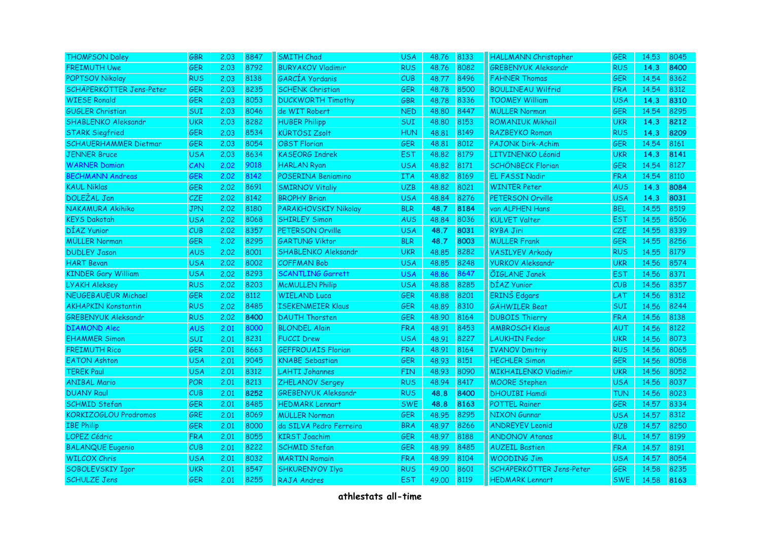| | | | | | | | | | | | |
|---|---|---|---|---|---|---|---|---|---|---|---|
| THOMPSON Daley | GBR | 2.03 | 8847 | SMITH Chad | USA | 48.76 | 8133 | HALLMANN Christopher | GER | 14.53 | 8045 |
| FREIMUTH Uwe | GER | 2.03 | 8792 | BURYAKOV Vladimir | RUS | 48.76 | 8082 | GREBENYUK Aleksandr | RUS | **14.3** | **8400** |
| POPTSOV Nikolay | RUS | 2.03 | 8138 | GARCÍA Yordanis | CUB | 48.77 | 8496 | FAHNER Thomas | GER | 14.54 | 8362 |
| SCHÄPERKÖTTER Jens-Peter | GER | 2.03 | 8235 | SCHENK Christian | GER | 48.78 | 8500 | BOULINEAU Wilfrid | FRA | 14.54 | 8312 |
| WIESE Ronald | GER | 2.03 | 8053 | DUCKWORTH Timothy | GBR | 48.78 | 8336 | TOOMEY William | USA | **14.3** | **8310** |
| GUGLER Christian | SUI | 2.03 | 8046 | de WIT Robert | NED | 48.80 | 8447 | MÜLLER Norman | GER | 14.54 | 8295 |
| SHABLENKO Aleksandr | UKR | 2.03 | 8282 | HUBER Philipp | SUI | 48.80 | 8153 | ROMANIUK Mikhail | UKR | **14.3** | **8212** |
| STARK Siegfried | GER | 2.03 | 8534 | KÜRTÖSI Zsolt | HUN | 48.81 | 8149 | RAZBEYKO Roman | RUS | **14.3** | **8209** |
| SCHAUERHAMMER Dietmar | GER | 2.03 | 8054 | OBST Florian | GER | 48.81 | 8012 | PAJONK Dirk-Achim | GER | 14.54 | 8161 |
| JENNER Bruce | USA | 2.03 | 8634 | KASEORG Indrek | EST | 48.82 | 8179 | LITVINENKO Léonid | UKR | **14.3** | **8141** |
| WARNER Damian | CAN | 2.02 | 9018 | HARLAN Ryan | USA | 48.82 | 8171 | SCHÖNBECK Florian | GER | 14.54 | 8127 |
| BECHMANN Andreas | GER | 2.02 | 8142 | POSERINA Beniamino | ITA | 48.82 | 8169 | EL FASSI Nadir | FRA | 14.54 | 8110 |
| KAUL Niklas | GER | 2.02 | 8691 | SMIRNOV Vitaliy | UZB | 48.82 | 8021 | WINTER Peter | AUS | **14.3** | **8084** |
| DOLEŽAL Jan | CZE | 2.02 | 8142 | BROPHY Brian | USA | 48.84 | 8276 | PETERSON Orville | USA | **14.3** | **8031** |
| NAKAMURA Akihiko | JPN | 2.02 | 8180 | PARAKHOVSKIY Nikolay | BLR | **48.7** | **8184** | van ALPHEN Hans | BEL | 14.55 | 8519 |
| KEYS Dakotah | USA | 2.02 | 8068 | SHIRLEY Simon | AUS | 48.84 | 8036 | KÜLVET Valter | EST | 14.55 | 8506 |
| DÍAZ Yunior | CUB | 2.02 | 8357 | PETERSON Orville | USA | **48.7** | **8031** | RYBA Jiri | CZE | 14.55 | 8339 |
| MÜLLER Norman | GER | 2.02 | 8295 | GARTUNG Viktor | BLR | **48.7** | **8003** | MÜLLER Frank | GER | 14.55 | 8256 |
| DUDLEY Jason | AUS | 2.02 | 8001 | SHABLENKO Aleksandr | UKR | 48.85 | 8282 | VASILYEV Arkady | RUS | 14.55 | 8179 |
| HART Bevan | USA | 2.02 | 8002 | COFFMAN Bob | USA | 48.85 | 8248 | YURKOV Aleksandr | UKR | 14.56 | 8574 |
| KINDER Gary William | USA | 2.02 | 8293 | SCANTLING Garrett | USA | 48.86 | 8647 | ÕIGLANE Janek | EST | 14.56 | 8371 |
| LYAKH Aleksey | RUS | 2.02 | 8203 | McMULLEN Philip | USA | 48.88 | 8285 | DÍAZ Yunior | CUB | 14.56 | 8357 |
| NEUGEBAUEUR Michael | GER | 2.02 | 8112 | WIELAND Luca | GER | 48.88 | 8201 | ERIŅŠ Edgars | LAT | 14.56 | 8312 |
| AKHAPKIN Konstantin | RUS | 2.02 | 8485 | ISEKENMEIER Klaus | GER | 48.89 | 8310 | GÄHWILER Beat | SUI | 14.56 | 8244 |
| GREBENYUK Aleksandr | RUS | 2.02 | **8400** | DAUTH Thorsten | GER | 48.90 | 8164 | DUBOIS Thierry | FRA | 14.56 | 8138 |
| DIAMOND Alec | AUS | 2.01 | 8000 | BLONDEL Alain | FRA | 48.91 | 8453 | AMBROSCH Klaus | AUT | 14.56 | 8122 |
| EHAMMER Simon | SUI | 2.01 | 8231 | FUCCI Drew | USA | 48.91 | 8227 | LAUKHIN Fedor | UKR | 14.56 | 8073 |
| FREIMUTH Rico | GER | 2.01 | 8663 | GEFFROUAIS Florian | FRA | 48.91 | 8164 | IVANOV Dmitriy | RUS | 14.56 | 8065 |
| EATON Ashton | USA | 2.01 | 9045 | KNABE Sebastian | GER | 48.93 | 8151 | HECHLER Simon | GER | 14.56 | 8058 |
| TEREK Paul | USA | 2.01 | 8312 | LAHTI Johannes | FIN | 48.93 | 8090 | MIKHAILENKO Vladimir | UKR | 14.56 | 8052 |
| ANIBAL Mario | POR | 2.01 | 8213 | ZHELANOV Sergey | RUS | 48.94 | 8417 | MOORE Stephen | USA | 14.56 | 8037 |
| DUANY Raul | CUB | 2.01 | **8252** | GREBENYUK Aleksandr | RUS | **48.8** | **8400** | DHOUIBI Hamdi | TUN | 14.56 | 8023 |
| SCHMID Stefan | GER | 2.01 | 8485 | HEDMARK Lennart | SWE | **48.8** | **8163** | POTTEL Rainer | GER | 14.57 | 8334 |
| KORKIZOGLOU Prodromos | GRE | 2.01 | 8069 | MÜLLER Norman | GER | 48.95 | 8295 | NIXON Gunnar | USA | 14.57 | 8312 |
| IBE Philip | GER | 2.01 | 8000 | da SILVA Pedro Ferreira | BRA | 48.97 | 8266 | ANDREYEV Leonid | UZB | 14.57 | 8250 |
| LOPEZ Cédric | FRA | 2.01 | 8055 | KIRST Joachim | GER | 48.97 | 8188 | ANDONOV Atanas | BUL | 14.57 | 8199 |
| BALANQUE Eugenio | CUB | 2.01 | 8222 | SCHMID Stefan | GER | 48.99 | 8485 | AUZEIL Bastien | FRA | 14.57 | 8191 |
| WILCOX Chris | USA | 2.01 | 8032 | MARTIN Romain | FRA | 48.99 | 8104 | WOODING Jim | USA | 14.57 | 8054 |
| SOBOLEVSKIY Igor | UKR | 2.01 | 8547 | SHKURENYOV Ilya | RUS | 49.00 | 8601 | SCHÄPERKÖTTER Jens-Peter | GER | 14.58 | 8235 |
| SCHULZE Jens | GER | 2.01 | 8255 | RAJA Andres | EST | 49.00 | 8119 | HEDMARK Lennart | SWE | 14.58 | **8163** |

**athlestats all-time**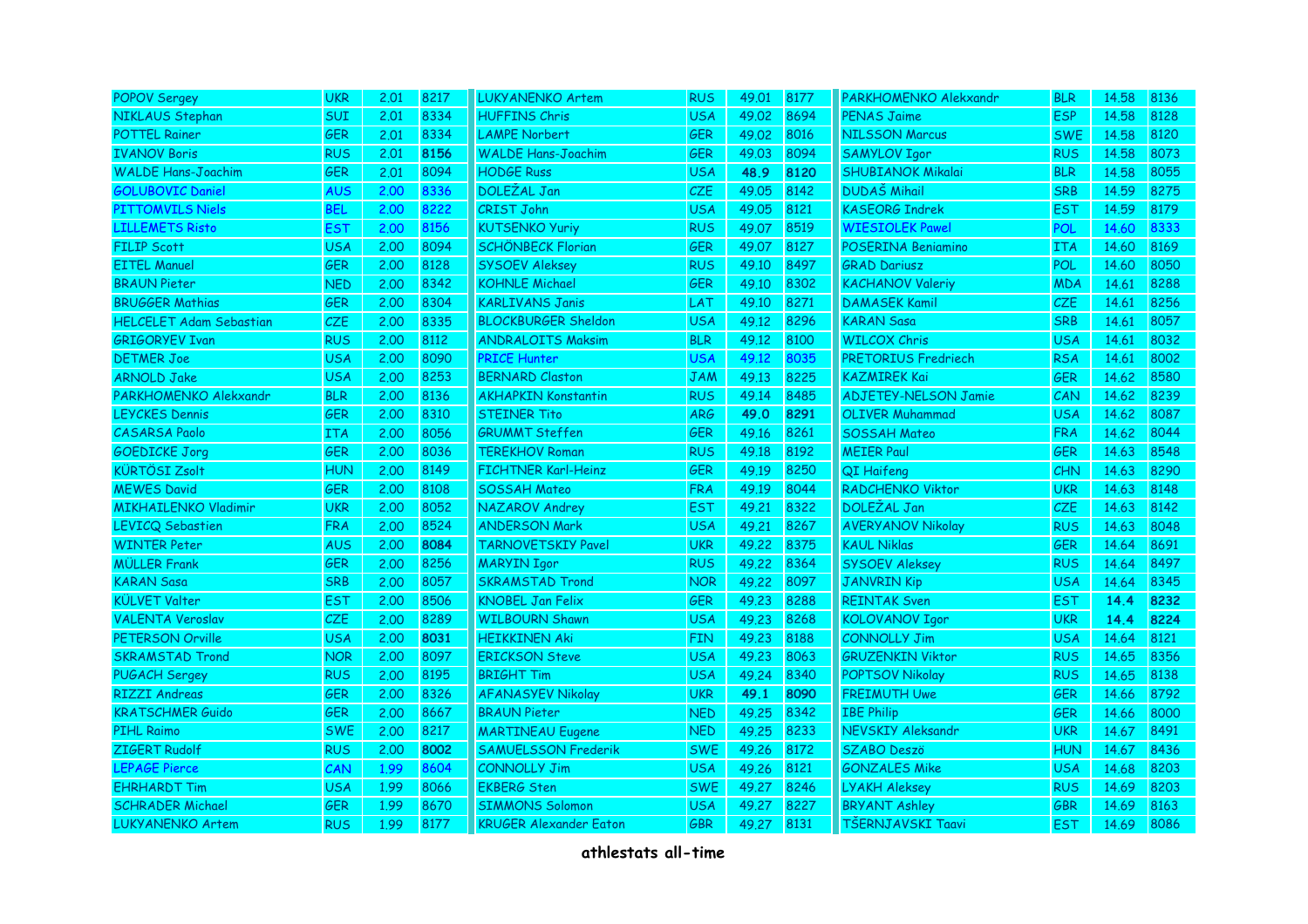| | | | | | | | | | | | |
|---|---|---|---|---|---|---|---|---|---|---|---|
| POPOV Sergey | UKR | 2.01 | 8217 | LUKYANENKO Artem | RUS | 49.01 | 8177 | PARKHOMENKO Alekxandr | BLR | 14.58 | 8136 |
| NIKLAUS Stephan | SUI | 2.01 | 8334 | HUFFINS Chris | USA | 49.02 | 8694 | PENAS Jaime | ESP | 14.58 | 8128 |
| POTTEL Rainer | GER | 2.01 | 8334 | LAMPE Norbert | GER | 49.02 | 8016 | NILSSON Marcus | SWE | 14.58 | 8120 |
| IVANOV Boris | RUS | 2.01 | **8156** | WALDE Hans-Joachim | GER | 49.03 | 8094 | SAMYLOV Igor | RUS | 14.58 | 8073 |
| WALDE Hans-Joachim | GER | 2.01 | 8094 | HODGE Russ | USA | **48.9** | **8120** | SHUBIANOK Mikalai | BLR | 14.58 | 8055 |
| GOLUBOVIC Daniel | AUS | 2.00 | 8336 | DOLEŽAL Jan | CZE | 49.05 | 8142 | DUDAŠ Mihail | SRB | 14.59 | 8275 |
| PITTOMVILS Niels | BEL | 2.00 | 8222 | CRIST John | USA | 49.05 | 8121 | KASEORG Indrek | EST | 14.59 | 8179 |
| LILLEMETS Risto | EST | 2.00 | 8156 | KUTSENKO Yuriy | RUS | 49.07 | 8519 | WIESIOLEK Pawel | POL | 14.60 | 8333 |
| FILIP Scott | USA | 2.00 | 8094 | SCHÖNBECK Florian | GER | 49.07 | 8127 | POSERINA Beniamino | ITA | 14.60 | 8169 |
| EITEL Manuel | GER | 2.00 | 8128 | SYSOEV Aleksey | RUS | 49.10 | 8497 | GRAD Dariusz | POL | 14.60 | 8050 |
| BRAUN Pieter | NED | 2.00 | 8342 | KOHNLE Michael | GER | 49.10 | 8302 | KACHANOV Valeriy | MDA | 14.61 | 8288 |
| BRUGGER Mathias | GER | 2.00 | 8304 | KARLIVANS Janis | LAT | 49.10 | 8271 | DAMASEK Kamil | CZE | 14.61 | 8256 |
| HELCELET Adam Sebastian | CZE | 2.00 | 8335 | BLOCKBURGER Sheldon | USA | 49.12 | 8296 | KARAN Sasa | SRB | 14.61 | 8057 |
| GRIGORYEV Ivan | RUS | 2.00 | 8112 | ANDRALOITS Maksim | BLR | 49.12 | 8100 | WILCOX Chris | USA | 14.61 | 8032 |
| DETMER Joe | USA | 2.00 | 8090 | PRICE Hunter | USA | 49.12 | 8035 | PRETORIUS Fredriech | RSA | 14.61 | 8002 |
| ARNOLD Jake | USA | 2.00 | 8253 | BERNARD Claston | JAM | 49.13 | 8225 | KAZMIREK Kai | GER | 14.62 | 8580 |
| PARKHOMENKO Alekxandr | BLR | 2.00 | 8136 | AKHAPKIN Konstantin | RUS | 49.14 | 8485 | ADJETEY-NELSON Jamie | CAN | 14.62 | 8239 |
| LEYCKES Dennis | GER | 2.00 | 8310 | STEINER Tito | ARG | **49.0** | **8291** | OLIVER Muhammad | USA | 14.62 | 8087 |
| CASARSA Paolo | ITA | 2.00 | 8056 | GRUMMT Steffen | GER | 49.16 | 8261 | SOSSAH Mateo | FRA | 14.62 | 8044 |
| GOEDICKE Jorg | GER | 2.00 | 8036 | TEREKHOV Roman | RUS | 49.18 | 8192 | MEIER Paul | GER | 14.63 | 8548 |
| KÜRTÖSI Zsolt | HUN | 2.00 | 8149 | FICHTNER Karl-Heinz | GER | 49.19 | 8250 | QI Haifeng | CHN | 14.63 | 8290 |
| MEWES David | GER | 2.00 | 8108 | SOSSAH Mateo | FRA | 49.19 | 8044 | RADCHENKO Viktor | UKR | 14.63 | 8148 |
| MIKHAILENKO Vladimir | UKR | 2.00 | 8052 | NAZAROV Andrey | EST | 49.21 | 8322 | DOLEŽAL Jan | CZE | 14.63 | 8142 |
| LEVICQ Sebastien | FRA | 2.00 | 8524 | ANDERSON Mark | USA | 49.21 | 8267 | AVERYANOV Nikolay | RUS | 14.63 | 8048 |
| WINTER Peter | AUS | 2.00 | **8084** | TARNOVETSKIY Pavel | UKR | 49.22 | 8375 | KAUL Niklas | GER | 14.64 | 8691 |
| MÜLLER Frank | GER | 2.00 | 8256 | MARYIN Igor | RUS | 49.22 | 8364 | SYSOEV Aleksey | RUS | 14.64 | 8497 |
| KARAN Sasa | SRB | 2.00 | 8057 | SKRAMSTAD Trond | NOR | 49.22 | 8097 | JANVRIN Kip | USA | 14.64 | 8345 |
| KÜLVET Valter | EST | 2.00 | 8506 | KNOBEL Jan Felix | GER | 49.23 | 8288 | REINTAK Sven | EST | **14.4** | **8232** |
| VALENTA Veroslav | CZE | 2.00 | 8289 | WILBOURN Shawn | USA | 49.23 | 8268 | KOLOVANOV Igor | UKR | **14.4** | **8224** |
| PETERSON Orville | USA | 2.00 | **8031** | HEIKKINEN Aki | FIN | 49.23 | 8188 | CONNOLLY Jim | USA | 14.64 | 8121 |
| SKRAMSTAD Trond | NOR | 2.00 | 8097 | ERICKSON Steve | USA | 49.23 | 8063 | GRUZENKIN Viktor | RUS | 14.65 | 8356 |
| PUGACH Sergey | RUS | 2.00 | 8195 | BRIGHT Tim | USA | 49.24 | 8340 | POPTSOV Nikolay | RUS | 14.65 | 8138 |
| RIZZI Andreas | GER | 2.00 | 8326 | AFANASYEV Nikolay | UKR | **49.1** | **8090** | FREIMUTH Uwe | GER | 14.66 | 8792 |
| KRATSCHMER Guido | GER | 2.00 | 8667 | BRAUN Pieter | NED | 49.25 | 8342 | IBE Philip | GER | 14.66 | 8000 |
| PIHL Raimo | SWE | 2.00 | 8217 | MARTINEAU Eugene | NED | 49.25 | 8233 | NEVSKIY Aleksandr | UKR | 14.67 | 8491 |
| ZIGERT Rudolf | RUS | 2.00 | **8002** | SAMUELSSON Frederik | SWE | 49.26 | 8172 | SZABO Deszö | HUN | 14.67 | 8436 |
| LEPAGE Pierce | CAN | 1.99 | 8604 | CONNOLLY Jim | USA | 49.26 | 8121 | GONZALES Mike | USA | 14.68 | 8203 |
| EHRHARDT Tim | USA | 1.99 | 8066 | EKBERG Sten | SWE | 49.27 | 8246 | LYAKH Aleksey | RUS | 14.69 | 8203 |
| SCHRADER Michael | GER | 1.99 | 8670 | SIMMONS Solomon | USA | 49.27 | 8227 | BRYANT Ashley | GBR | 14.69 | 8163 |
| LUKYANENKO Artem | RUS | 1.99 | 8177 | KRUGER Alexander Eaton | GBR | 49.27 | 8131 | TŠERNJAVSKI Taavi | EST | 14.69 | 8086 |

**athlestats all-time**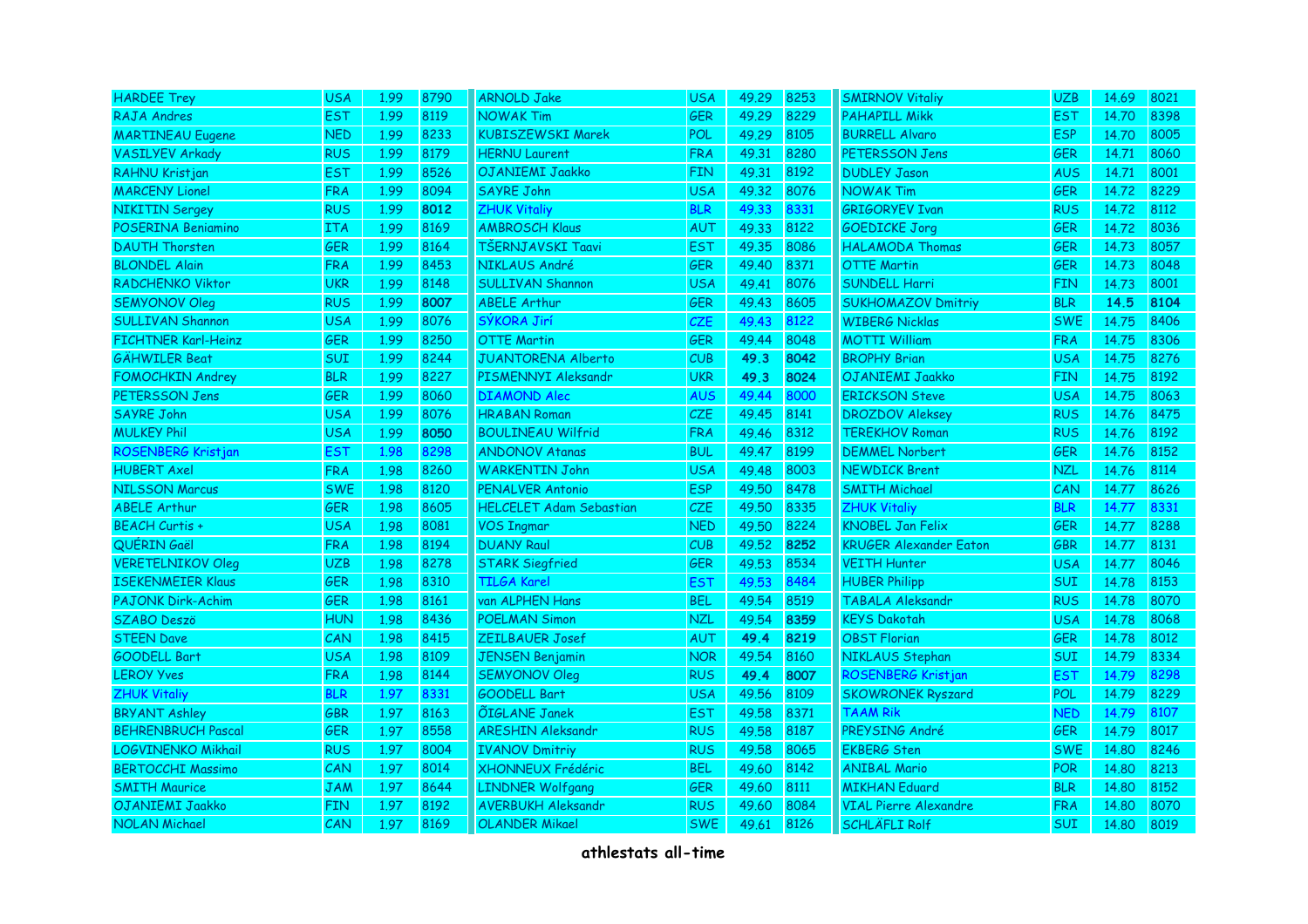| | | | | | | | | | | |
|---|---|---|---|---|---|---|---|---|---|---|---|
| HARDEE Trey | USA | 1.99 | 8790 | ARNOLD Jake | USA | 49.29 | 8253 | SMIRNOV Vitaliy | UZB | 14.69 | 8021 |
| RAJA Andres | EST | 1.99 | 8119 | NOWAK Tim | GER | 49.29 | 8229 | PAHAPILL Mikk | EST | 14.70 | 8398 |
| MARTINEAU Eugene | NED | 1.99 | 8233 | KUBISZEWSKI Marek | POL | 49.29 | 8105 | BURRELL Alvaro | ESP | 14.70 | 8005 |
| VASILYEV Arkady | RUS | 1.99 | 8179 | HERNU Laurent | FRA | 49.31 | 8280 | PETERSSON Jens | GER | 14.71 | 8060 |
| RAHNU Kristjan | EST | 1.99 | 8526 | OJANIEMI Jaakko | FIN | 49.31 | 8192 | DUDLEY Jason | AUS | 14.71 | 8001 |
| MARCENY Lionel | FRA | 1.99 | 8094 | SAYRE John | USA | 49.32 | 8076 | NOWAK Tim | GER | 14.72 | 8229 |
| NIKITIN Sergey | RUS | 1.99 | **8012** | ZHUK Vitaliy | BLR | 49.33 | 8331 | GRIGORYEV Ivan | RUS | 14.72 | 8112 |
| POSERINA Beniamino | ITA | 1.99 | 8169 | AMBROSCH Klaus | AUT | 49.33 | 8122 | GOEDICKE Jorg | GER | 14.72 | 8036 |
| DAUTH Thorsten | GER | 1.99 | 8164 | TŠERNJAVSKI Taavi | EST | 49.35 | 8086 | HALAMODA Thomas | GER | 14.73 | 8057 |
| BLONDEL Alain | FRA | 1.99 | 8453 | NIKLAUS André | GER | 49.40 | 8371 | OTTE Martin | GER | 14.73 | 8048 |
| RADCHENKO Viktor | UKR | 1.99 | 8148 | SULLIVAN Shannon | USA | 49.41 | 8076 | SUNDELL Harri | FIN | 14.73 | 8001 |
| SEMYONOV Oleg | RUS | 1.99 | **8007** | ABELE Arthur | GER | 49.43 | 8605 | SUKHOMAZOV Dmitriy | BLR | **14.5** | **8104** |
| SULLIVAN Shannon | USA | 1.99 | 8076 | SÝKORA Jirí | CZE | 49.43 | 8122 | WIBERG Nicklas | SWE | 14.75 | 8406 |
| FICHTNER Karl-Heinz | GER | 1.99 | 8250 | OTTE Martin | GER | 49.44 | 8048 | MOTTI William | FRA | 14.75 | 8306 |
| GÄHWILER Beat | SUI | 1.99 | 8244 | JUANTORENA Alberto | CUB | **49.3** | **8042** | BROPHY Brian | USA | 14.75 | 8276 |
| FOMOCHKIN Andrey | BLR | 1.99 | 8227 | PISMENNYI Aleksandr | UKR | **49.3** | **8024** | OJANIEMI Jaakko | FIN | 14.75 | 8192 |
| PETERSSON Jens | GER | 1.99 | 8060 | DIAMOND Alec | AUS | 49.44 | 8000 | ERICKSON Steve | USA | 14.75 | 8063 |
| SAYRE John | USA | 1.99 | 8076 | HRABAN Roman | CZE | 49.45 | 8141 | DROZDOV Aleksey | RUS | 14.76 | 8475 |
| MULKEY Phil | USA | 1.99 | **8050** | BOULINEAU Wilfrid | FRA | 49.46 | 8312 | TEREKHOV Roman | RUS | 14.76 | 8192 |
| ROSENBERG Kristjan | EST | 1.98 | 8298 | ANDONOV Atanas | BUL | 49.47 | 8199 | DEMMEL Norbert | GER | 14.76 | 8152 |
| HUBERT Axel | FRA | 1.98 | 8260 | WARKENTIN John | USA | 49.48 | 8003 | NEWDICK Brent | NZL | 14.76 | 8114 |
| NILSSON Marcus | SWE | 1.98 | 8120 | PENALVER Antonio | ESP | 49.50 | 8478 | SMITH Michael | CAN | 14.77 | 8626 |
| ABELE Arthur | GER | 1.98 | 8605 | HELCELET Adam Sebastian | CZE | 49.50 | 8335 | ZHUK Vitaliy | BLR | 14.77 | 8331 |
| BEACH Curtis + | USA | 1.98 | 8081 | VOS Ingmar | NED | 49.50 | 8224 | KNOBEL Jan Felix | GER | 14.77 | 8288 |
| QUÉRIN Gaël | FRA | 1.98 | 8194 | DUANY Raul | CUB | 49.52 | **8252** | KRUGER Alexander Eaton | GBR | 14.77 | 8131 |
| VERETELNIKOV Oleg | UZB | 1.98 | 8278 | STARK Siegfried | GER | 49.53 | 8534 | VEITH Hunter | USA | 14.77 | 8046 |
| ISEKENMEIER Klaus | GER | 1.98 | 8310 | TILGA Karel | EST | 49.53 | 8484 | HUBER Philipp | SUI | 14.78 | 8153 |
| PAJONK Dirk-Achim | GER | 1.98 | 8161 | van ALPHEN Hans | BEL | 49.54 | 8519 | TABALA Aleksandr | RUS | 14.78 | 8070 |
| SZABO Deszö | HUN | 1.98 | 8436 | POELMAN Simon | NZL | 49.54 | **8359** | KEYS Dakotah | USA | 14.78 | 8068 |
| STEEN Dave | CAN | 1.98 | 8415 | ZEILBAUER Josef | AUT | **49.4** | **8219** | OBST Florian | GER | 14.78 | 8012 |
| GOODELL Bart | USA | 1.98 | 8109 | JENSEN Benjamin | NOR | 49.54 | 8160 | NIKLAUS Stephan | SUI | 14.79 | 8334 |
| LEROY Yves | FRA | 1.98 | 8144 | SEMYONOV Oleg | RUS | **49.4** | **8007** | ROSENBERG Kristjan | EST | 14.79 | 8298 |
| ZHUK Vitaliy | BLR | 1.97 | 8331 | GOODELL Bart | USA | 49.56 | 8109 | SKOWRONEK Ryszard | POL | 14.79 | 8229 |
| BRYANT Ashley | GBR | 1.97 | 8163 | ÕIGLANE Janek | EST | 49.58 | 8371 | TAAM Rik | NED | 14.79 | 8107 |
| BEHRENBRUCH Pascal | GER | 1.97 | 8558 | ARESHIN Aleksandr | RUS | 49.58 | 8187 | PREYSING André | GER | 14.79 | 8017 |
| LOGVINENKO Mikhail | RUS | 1.97 | 8004 | IVANOV Dmitriy | RUS | 49.58 | 8065 | EKBERG Sten | SWE | 14.80 | 8246 |
| BERTOCCHI Massimo | CAN | 1.97 | 8014 | XHONNEUX Frédéric | BEL | 49.60 | 8142 | ANIBAL Mario | POR | 14.80 | 8213 |
| SMITH Maurice | JAM | 1.97 | 8644 | LINDNER Wolfgang | GER | 49.60 | 8111 | MIKHAN Eduard | BLR | 14.80 | 8152 |
| OJANIEMI Jaakko | FIN | 1.97 | 8192 | AVERBUKH Aleksandr | RUS | 49.60 | 8084 | VIAL Pierre Alexandre | FRA | 14.80 | 8070 |
| NOLAN Michael | CAN | 1.97 | 8169 | OLANDER Mikael | SWE | 49.61 | 8126 | SCHLÄFLI Rolf | SUI | 14.80 | 8019 |

**athlestats all-time**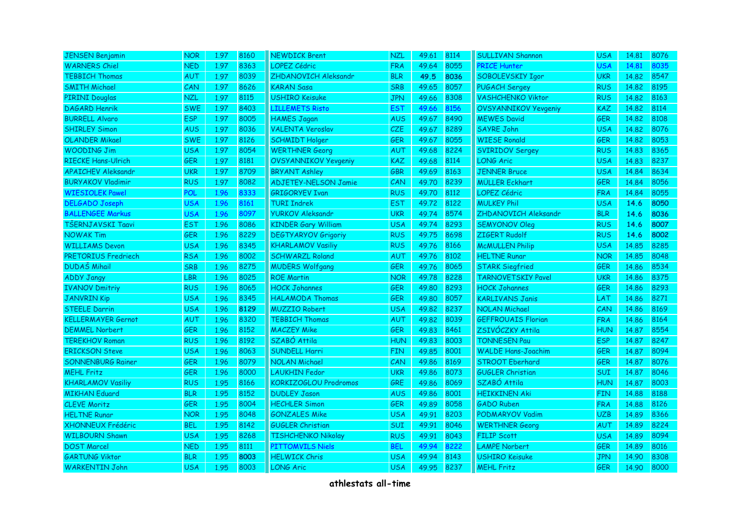| | | | | | | | | | | | |
|---|---|---|---|---|---|---|---|---|---|---|---|
| JENSEN Benjamin | NOR | 1.97 | 8160 | NEWDICK Brent | NZL | 49.61 | 8114 | SULLIVAN Shannon | USA | 14.81 | 8076 |
| WARNERS Chiel | NED | 1.97 | 8363 | LOPEZ Cédric | FRA | 49.64 | 8055 | PRICE Hunter | USA | 14.81 | 8035 |
| TEBBICH Thomas | AUT | 1.97 | 8039 | ZHDANOVICH Aleksandr | BLR | **49.5** | **8036** | SOBOLEVSKIY Igor | UKR | 14.82 | 8547 |
| SMITH Michael | CAN | 1.97 | 8626 | KARAN Sasa | SRB | 49.65 | 8057 | PUGACH Sergey | RUS | 14.82 | 8195 |
| PIRINI Douglas | NZL | 1.97 | 8115 | USHIRO Keisuke | JPN | 49.66 | 8308 | VASHCHENKO Viktor | RUS | 14.82 | 8163 |
| DAGARD Henrik | SWE | 1.97 | 8403 | LILLEMETS Risto | EST | 49.66 | 8156 | OVSYANNIKOV Yevgeniy | KAZ | 14.82 | 8114 |
| BURRELL Alvaro | ESP | 1.97 | 8005 | HAMES Jagan | AUS | 49.67 | 8490 | MEWES David | GER | 14.82 | 8108 |
| SHIRLEY Simon | AUS | 1.97 | 8036 | VALENTA Veroslav | CZE | 49.67 | 8289 | SAYRE John | USA | 14.82 | 8076 |
| OLANDER Mikael | SWE | 1.97 | 8126 | SCHMIDT Holger | GER | 49.67 | 8055 | WIESE Ronald | GER | 14.82 | 8053 |
| WOODING Jim | USA | 1.97 | 8054 | WERTHNER Georg | AUT | 49.68 | 8224 | SVIRIDOV Sergey | RUS | 14.83 | 8365 |
| RIECKE Hans-Ulrich | GER | 1.97 | 8181 | OVSYANNIKOV Yevgeniy | KAZ | 49.68 | 8114 | LONG Aric | USA | 14.83 | 8237 |
| APAICHEV Aleksandr | UKR | 1.97 | 8709 | BRYANT Ashley | GBR | 49.69 | 8163 | JENNER Bruce | USA | 14.84 | 8634 |
| BURYAKOV Vladimir | RUS | 1.97 | 8082 | ADJETEY-NELSON Jamie | CAN | 49.70 | 8239 | MÜLLER Eckhart | GER | 14.84 | 8056 |
| WIESIOLEK Pawel | POL | 1.96 | 8333 | GRIGORYEV Ivan | RUS | 49.70 | 8112 | LOPEZ Cédric | FRA | 14.84 | 8055 |
| DELGADO Joseph | USA | 1.96 | 8161 | TURI Indrek | EST | 49.72 | 8122 | MULKEY Phil | USA | **14.6** | **8050** |
| BALLENGEE Markus | USA | 1.96 | 8097 | YURKOV Aleksandr | UKR | 49.74 | 8574 | ZHDANOVICH Aleksandr | BLR | **14.6** | **8036** |
| TŠERNJAVSKI Taavi | EST | 1.96 | 8086 | KINDER Gary William | USA | 49.74 | 8293 | SEMYONOV Oleg | RUS | **14.6** | **8007** |
| NOWAK Tim | GER | 1.96 | 8229 | DEGTYARYOV Grigoriy | RUS | 49.75 | 8698 | ZIGERT Rudolf | RUS | **14.6** | **8002** |
| WILLIAMS Devon | USA | 1.96 | 8345 | KHARLAMOV Vasiliy | RUS | 49.76 | 8166 | McMULLEN Philip | USA | 14.85 | 8285 |
| PRETORIUS Fredriech | RSA | 1.96 | 8002 | SCHWARZL Roland | AUT | 49.76 | 8102 | HELTNE Runar | NOR | 14.85 | 8048 |
| DUDAŠ Mihail | SRB | 1.96 | 8275 | MUDERS Wolfgang | GER | 49.76 | 8065 | STARK Siegfried | GER | 14.86 | 8534 |
| ADDY Jangy | LBR | 1.96 | 8025 | ROE Martin | NOR | 49.78 | 8228 | TARNOVETSKIY Pavel | UKR | 14.86 | 8375 |
| IVANOV Dmitriy | RUS | 1.96 | 8065 | HOCK Johannes | GER | 49.80 | 8293 | HOCK Johannes | GER | 14.86 | 8293 |
| JANVRIN Kip | USA | 1.96 | 8345 | HALAMODA Thomas | GER | 49.80 | 8057 | KARLIVANS Janis | LAT | 14.86 | 8271 |
| STEELE Darrin | USA | 1.96 | **8129** | MUZZIO Robert | USA | 49.82 | 8237 | NOLAN Michael | CAN | 14.86 | 8169 |
| KELLERMAYER Gernot | AUT | 1.96 | 8320 | TEBBICH Thomas | AUT | 49.82 | 8039 | GEFFROUAIS Florian | FRA | 14.86 | 8164 |
| DEMMEL Norbert | GER | 1.96 | 8152 | MACZEY Mike | GER | 49.83 | 8461 | ZSIVÓCZKY Attila | HUN | 14.87 | 8554 |
| TEREKHOV Roman | RUS | 1.96 | 8192 | SZABÓ Attila | HUN | 49.83 | 8003 | TONNESEN Pau | ESP | 14.87 | 8247 |
| ERICKSON Steve | USA | 1.96 | 8063 | SUNDELL Harri | FIN | 49.85 | 8001 | WALDE Hans-Joachim | GER | 14.87 | 8094 |
| SONNENBURG Rainer | GER | 1.96 | 8079 | NOLAN Michael | CAN | 49.86 | 8169 | STROOT Eberhard | GER | 14.87 | 8076 |
| MEHL Fritz | GER | 1.96 | 8000 | LAUKHIN Fedor | UKR | 49.86 | 8073 | GUGLER Christian | SUI | 14.87 | 8046 |
| KHARLAMOV Vasiliy | RUS | 1.95 | 8166 | KORKIZOGLOU Prodromos | GRE | 49.86 | 8069 | SZABÓ Attila | HUN | 14.87 | 8003 |
| MIKHAN Eduard | BLR | 1.95 | 8152 | DUDLEY Jason | AUS | 49.86 | 8001 | HEIKKINEN Aki | FIN | 14.88 | 8188 |
| CLEVE Moritz | GER | 1.95 | 8004 | HECHLER Simon | GER | 49.89 | 8058 | GADO Ruben | FRA | 14.88 | 8126 |
| HELTNE Runar | NOR | 1.95 | 8048 | GONZALES Mike | USA | 49.91 | 8203 | PODMARYOV Vadim | UZB | 14.89 | 8366 |
| XHONNEUX Frédéric | BEL | 1.95 | 8142 | GUGLER Christian | SUI | 49.91 | 8046 | WERTHNER Georg | AUT | 14.89 | 8224 |
| WILBOURN Shawn | USA | 1.95 | 8268 | TISHCHENKO Nikolay | RUS | 49.91 | 8043 | FILIP Scott | USA | 14.89 | 8094 |
| DOST Marcel | NED | 1.95 | 8111 | PITTOMVILS Niels | BEL | 49.94 | 8222 | LAMPE Norbert | GER | 14.89 | 8016 |
| GARTUNG Viktor | BLR | 1.95 | **8003** | HELWICK Chris | USA | 49.94 | 8143 | USHIRO Keisuke | JPN | 14.90 | 8308 |
| WARKENTIN John | USA | 1.95 | 8003 | LONG Aric | USA | 49.95 | 8237 | MEHL Fritz | GER | 14.90 | 8000 |

**athlestats all-time**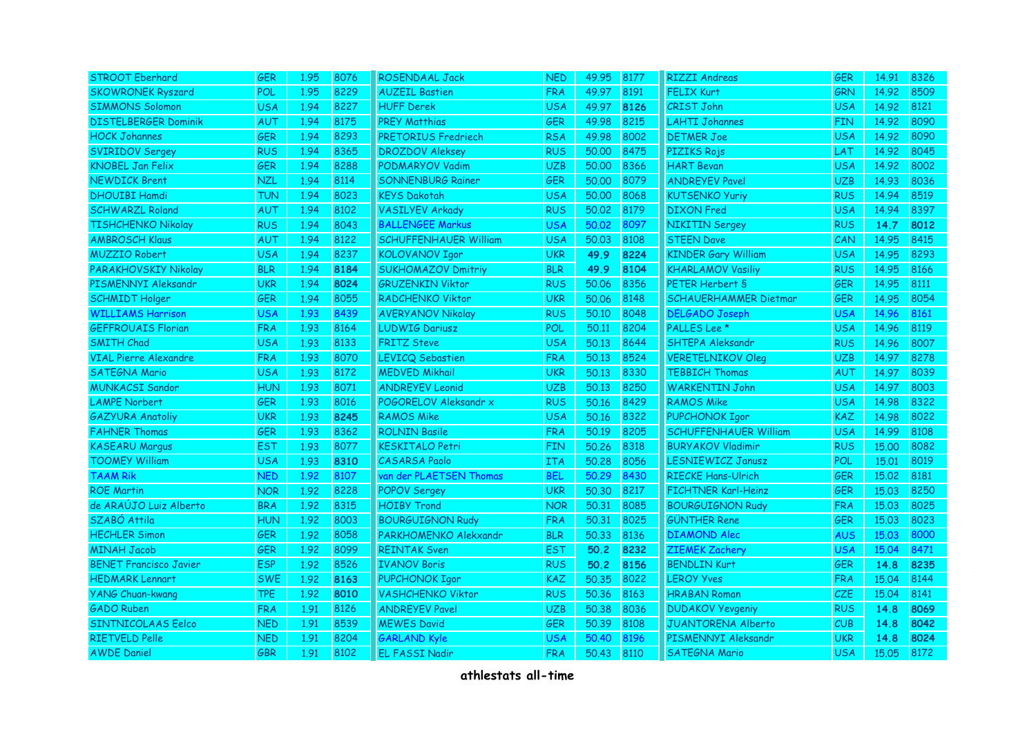| | | | | | | | | | | | |
|---|---|---|---|---|---|---|---|---|---|---|---|
| STROOT Eberhard | GER | 1.95 | 8076 | ROSENDAAL Jack | NED | 49.95 | 8177 | RIZZI Andreas | GER | 14.91 | 8326 |
| SKOWRONEK Ryszard | POL | 1.95 | 8229 | AUZEIL Bastien | FRA | 49.97 | 8191 | FELIX Kurt | GRN | 14.92 | 8509 |
| SIMMONS Solomon | USA | 1.94 | 8227 | HUFF Derek | USA | 49.97 | **8126** | CRIST John | USA | 14.92 | 8121 |
| DISTELBERGER Dominik | AUT | 1.94 | 8175 | PREY Matthias | GER | 49.98 | 8215 | LAHTI Johannes | FIN | 14.92 | 8090 |
| HOCK Johannes | GER | 1.94 | 8293 | PRETORIUS Fredriech | RSA | 49.98 | 8002 | DETMER Joe | USA | 14.92 | 8090 |
| SVIRIDOV Sergey | RUS | 1.94 | 8365 | DROZDOV Aleksey | RUS | 50.00 | 8475 | PIZIKS Rojs | LAT | 14.92 | 8045 |
| KNOBEL Jan Felix | GER | 1.94 | 8288 | PODMARYOV Vadim | UZB | 50.00 | 8366 | HART Bevan | USA | 14.92 | 8002 |
| NEWDICK Brent | NZL | 1.94 | 8114 | SONNENBURG Rainer | GER | 50.00 | 8079 | ANDREYEV Pavel | UZB | 14.93 | 8036 |
| DHOUIBI Hamdi | TUN | 1.94 | 8023 | KEYS Dakotah | USA | 50.00 | 8068 | KUTSENKO Yuriy | RUS | 14.94 | 8519 |
| SCHWARZL Roland | AUT | 1.94 | 8102 | VASILYEV Arkady | RUS | 50.02 | 8179 | DIXON Fred | USA | 14.94 | 8397 |
| TISHCHENKO Nikolay | RUS | 1.94 | 8043 | BALLENGEE Markus | USA | 50.02 | 8097 | NIKITIN Sergey | RUS | **14.7** | **8012** |
| AMBROSCH Klaus | AUT | 1.94 | 8122 | SCHUFFENHAUER William | USA | 50.03 | 8108 | STEEN Dave | CAN | 14.95 | 8415 |
| MUZZIO Robert | USA | 1.94 | 8237 | KOLOVANOV Igor | UKR | **49.9** | **8224** | KINDER Gary William | USA | 14.95 | 8293 |
| PARAKHOVSKIY Nikolay | BLR | 1.94 | **8184** | SUKHOMAZOV Dmitriy | BLR | **49.9** | **8104** | KHARLAMOV Vasiliy | RUS | 14.95 | 8166 |
| PISMENNYI Aleksandr | UKR | 1.94 | **8024** | GRUZENKIN Viktor | RUS | 50.06 | 8356 | PETER Herbert § | GER | 14.95 | 8111 |
| SCHMIDT Holger | GER | 1.94 | 8055 | RADCHENKO Viktor | UKR | 50.06 | 8148 | SCHAUERHAMMER Dietmar | GER | 14.95 | 8054 |
| WILLIAMS Harrison | USA | 1.93 | 8439 | AVERYANOV Nikolay | RUS | 50.10 | 8048 | DELGADO Joseph | USA | 14.96 | 8161 |
| GEFFROUAIS Florian | FRA | 1.93 | 8164 | LUDWIG Dariusz | POL | 50.11 | 8204 | PALLES Lee * | USA | 14.96 | 8119 |
| SMITH Chad | USA | 1.93 | 8133 | FRITZ Steve | USA | 50.13 | 8644 | SHTEPA Aleksandr | RUS | 14.96 | 8007 |
| VIAL Pierre Alexandre | FRA | 1.93 | 8070 | LEVICQ Sebastien | FRA | 50.13 | 8524 | VERETELNIKOV Oleg | UZB | 14.97 | 8278 |
| SATEGNA Mario | USA | 1.93 | 8172 | MEDVED Mikhail | UKR | 50.13 | 8330 | TEBBICH Thomas | AUT | 14.97 | 8039 |
| MUNKACSI Sandor | HUN | 1.93 | 8071 | ANDREYEV Leonid | UZB | 50.13 | 8250 | WARKENTIN John | USA | 14.97 | 8003 |
| LAMPE Norbert | GER | 1.93 | 8016 | POGORELOV Aleksandr x | RUS | 50.16 | 8429 | RAMOS Mike | USA | 14.98 | 8322 |
| GAZYURA Anatoliy | UKR | 1.93 | **8245** | RAMOS Mike | USA | 50.16 | 8322 | PUPCHONOK Igor | KAZ | 14.98 | 8022 |
| FAHNER Thomas | GER | 1.93 | 8362 | ROLNIN Basile | FRA | 50.19 | 8205 | SCHUFFENHAUER William | USA | 14.99 | 8108 |
| KASEARU Margus | EST | 1.93 | 8077 | KESKITALO Petri | FIN | 50.26 | 8318 | BURYAKOV Vladimir | RUS | 15.00 | 8082 |
| TOOMEY William | USA | 1.93 | **8310** | CASARSA Paolo | ITA | 50.28 | 8056 | LESNIEWICZ Janusz | POL | 15.01 | 8019 |
| TAAM Rik | NED | 1.92 | 8107 | van der PLAETSEN Thomas | BEL | 50.29 | 8430 | RIECKE Hans-Ulrich | GER | 15.02 | 8181 |
| ROE Martin | NOR | 1.92 | 8228 | POPOV Sergey | UKR | 50.30 | 8217 | FICHTNER Karl-Heinz | GER | 15.03 | 8250 |
| de ARAÚJO Luiz Alberto | BRA | 1.92 | 8315 | HÖIBY Trond | NOR | 50.31 | 8085 | BOURGUIGNON Rudy | FRA | 15.03 | 8025 |
| SZABÓ Attila | HUN | 1.92 | 8003 | BOURGUIGNON Rudy | FRA | 50.31 | 8025 | GÜNTHER Rene | GER | 15.03 | 8023 |
| HECHLER Simon | GER | 1.92 | 8058 | PARKHOMENKO Alekxandr | BLR | 50.33 | 8136 | DIAMOND Alec | AUS | 15.03 | 8000 |
| MINAH Jacob | GER | 1.92 | 8099 | REINTAK Sven | EST | **50.2** | **8232** | ZIEMEK Zachery | USA | 15.04 | 8471 |
| BENET Francisco Javier | ESP | 1.92 | 8526 | IVANOV Boris | RUS | **50.2** | **8156** | BENDLIN Kurt | GER | **14.8** | **8235** |
| HEDMARK Lennart | SWE | 1.92 | **8163** | PUPCHONOK Igor | KAZ | 50.35 | 8022 | LEROY Yves | FRA | 15.04 | 8144 |
| YANG Chuan-kwang | TPE | 1.92 | **8010** | VASHCHENKO Viktor | RUS | 50.36 | 8163 | HRABAN Roman | CZE | 15.04 | 8141 |
| GADO Ruben | FRA | 1.91 | 8126 | ANDREYEV Pavel | UZB | 50.38 | 8036 | DUDAKOV Yevgeniy | RUS | **14.8** | **8069** |
| SINTNICOLAAS Eelco | NED | 1.91 | 8539 | MEWES David | GER | 50.39 | 8108 | JUANTORENA Alberto | CUB | **14.8** | **8042** |
| RIETVELD Pelle | NED | 1.91 | 8204 | GARLAND Kyle | USA | 50.40 | 8196 | PISMENNYI Aleksandr | UKR | **14.8** | **8024** |
| AWDE Daniel | GBR | 1.91 | 8102 | EL FASSI Nadir | FRA | 50.43 | 8110 | SATEGNA Mario | USA | 15.05 | 8172 |

**athlestats all-time**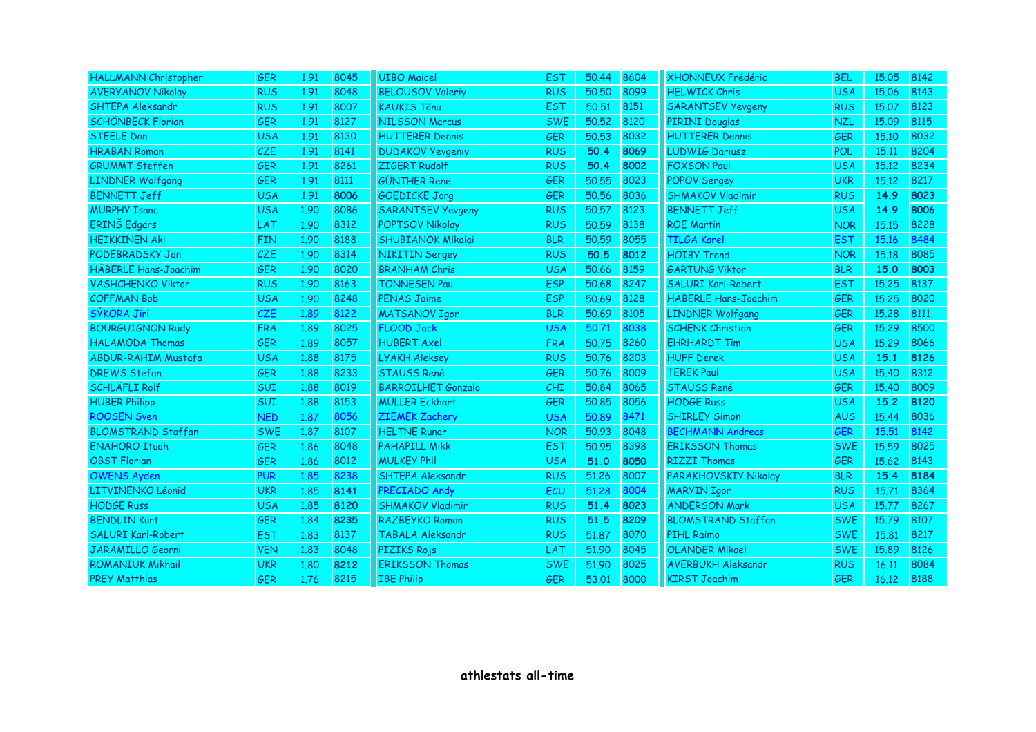| | | | | | | | | | | | |
|---|---|---|---|---|---|---|---|---|---|---|---|
| HALLMANN Christopher | GER | 1.91 | 8045 | UIBO Maicel | EST | 50.44 | 8604 | XHONNEUX Frédéric | BEL | 15.05 | 8142 |
| AVERYANOV Nikolay | RUS | 1.91 | 8048 | BELOUSOV Valeriy | RUS | 50.50 | 8099 | HELWICK Chris | USA | 15.06 | 8143 |
| SHTEPA Aleksandr | RUS | 1.91 | 8007 | KAUKIS Tõnu | EST | 50.51 | 8151 | SARANTSEV Yevgeny | RUS | 15.07 | 8123 |
| SCHÖNBECK Florian | GER | 1.91 | 8127 | NILSSON Marcus | SWE | 50.52 | 8120 | PIRINI Douglas | NZL | 15.09 | 8115 |
| STEELE Dan | USA | 1.91 | 8130 | HUTTERER Dennis | GER | 50.53 | 8032 | HUTTERER Dennis | GER | 15.10 | 8032 |
| HRABAN Roman | CZE | 1.91 | 8141 | DUDAKOV Yevgeniy | RUS | **50.4** | **8069** | LUDWIG Dariusz | POL | 15.11 | 8204 |
| GRUMMT Steffen | GER | 1.91 | 8261 | ZIGERT Rudolf | RUS | **50.4** | **8002** | FOXSON Paul | USA | 15.12 | 8234 |
| LINDNER Wolfgang | GER | 1.91 | 8111 | GÜNTHER Rene | GER | 50.55 | 8023 | POPOV Sergey | UKR | 15.12 | 8217 |
| BENNETT Jeff | USA | 1.91 | **8006** | GOEDICKE Jorg | GER | 50.56 | 8036 | SHMAKOV Vladimir | RUS | **14.9** | **8023** |
| MURPHY Isaac | USA | 1.90 | 8086 | SARANTSEV Yevgeny | RUS | 50.57 | 8123 | BENNETT Jeff | USA | **14.9** | **8006** |
| ERINŠ Edgars | LAT | 1.90 | 8312 | POPTSOV Nikolay | RUS | 50.59 | 8138 | ROE Martin | NOR | 15.15 | 8228 |
| HEIKKINEN Aki | FIN | 1.90 | 8188 | SHUBIANOK Mikalai | BLR | 50.59 | 8055 | TILGA Karel | EST | 15.16 | 8484 |
| PODEBRADSKY Jan | CZE | 1.90 | 8314 | NIKITIN Sergey | RUS | **50.5** | **8012** | HÖIBY Trond | NOR | 15.18 | 8085 |
| HÄBERLE Hans-Joachim | GER | 1.90 | 8020 | BRANHAM Chris | USA | 50.66 | 8159 | GARTUNG Viktor | BLR | **15.0** | **8003** |
| VASHCHENKO Viktor | RUS | 1.90 | 8163 | TONNESEN Pau | ESP | 50.68 | 8247 | SALURI Karl-Robert | EST | 15.25 | 8137 |
| COFFMAN Bob | USA | 1.90 | 8248 | PENAS Jaime | ESP | 50.69 | 8128 | HÄBERLE Hans-Joachim | GER | 15.25 | 8020 |
| SÝKORA Jirí | CZE | 1.89 | 8122 | MATSANOV Igor | BLR | 50.69 | 8105 | LINDNER Wolfgang | GER | 15.28 | 8111 |
| BOURGUIGNON Rudy | FRA | 1.89 | 8025 | FLOOD Jack | USA | 50.71 | 8038 | SCHENK Christian | GER | 15.29 | 8500 |
| HALAMODA Thomas | GER | 1.89 | 8057 | HUBERT Axel | FRA | 50.75 | 8260 | EHRHARDT Tim | USA | 15.29 | 8066 |
| ABDUR-RAHIM Mustafa | USA | 1.88 | 8175 | LYAKH Aleksey | RUS | 50.76 | 8203 | HUFF Derek | USA | **15.1** | **8126** |
| DREWS Stefan | GER | 1.88 | 8233 | STAUSS René | GER | 50.76 | 8009 | TEREK Paul | USA | 15.40 | 8312 |
| SCHLÄFLI Rolf | SUI | 1.88 | 8019 | BARROILHET Gonzalo | CHI | 50.84 | 8065 | STAUSS René | GER | 15.40 | 8009 |
| HUBER Philipp | SUI | 1.88 | 8153 | MÜLLER Eckhart | GER | 50.85 | 8056 | HODGE Russ | USA | **15.2** | **8120** |
| ROOSEN Sven | NED | 1.87 | 8056 | ZIEMEK Zachery | USA | 50.89 | 8471 | SHIRLEY Simon | AUS | 15.44 | 8036 |
| BLOMSTRAND Staffan | SWE | 1.87 | 8107 | HELTNE Runar | NOR | 50.93 | 8048 | BECHMANN Andreas | GER | 15.51 | 8142 |
| ENAHORO Ituah | GER | 1.86 | 8048 | PAHAPILL Mikk | EST | 50.95 | 8398 | ERIKSSON Thomas | SWE | 15.59 | 8025 |
| OBST Florian | GER | 1.86 | 8012 | MULKEY Phil | USA | **51.0** | **8050** | RIZZI Thomas | GER | 15.62 | 8143 |
| OWENS Ayden | PUR | 1.85 | 8238 | SHTEPA Aleksandr | RUS | 51.26 | 8007 | PARAKHOVSKIY Nikolay | BLR | **15.4** | **8184** |
| LITVINENKO Léonid | UKR | 1.85 | **8141** | PRECIADO Andy | ECU | 51.28 | 8004 | MARYIN Igor | RUS | 15.71 | 8364 |
| HODGE Russ | USA | 1.85 | **8120** | SHMAKOV Vladimir | RUS | **51.4** | **8023** | ANDERSON Mark | USA | 15.77 | 8267 |
| BENDLIN Kurt | GER | 1.84 | **8235** | RAZBEYKO Roman | RUS | **51.5** | **8209** | BLOMSTRAND Staffan | SWE | 15.79 | 8107 |
| SALURI Karl-Robert | EST | 1.83 | 8137 | TABALA Aleksandr | RUS | 51.87 | 8070 | PIHL Raimo | SWE | 15.81 | 8217 |
| JARAMILLO Georni | VEN | 1.83 | 8048 | PIZIKS Rojs | LAT | 51.90 | 8045 | OLANDER Mikael | SWE | 15.89 | 8126 |
| ROMANIUK Mikhail | UKR | 1.80 | **8212** | ERIKSSON Thomas | SWE | 51.90 | 8025 | AVERBUKH Aleksandr | RUS | 16.11 | 8084 |
| PREY Matthias | GER | 1.76 | 8215 | IBE Philip | GER | 53.01 | 8000 | KIRST Joachim | GER | 16.12 | 8188 |

**athlestats all-time**